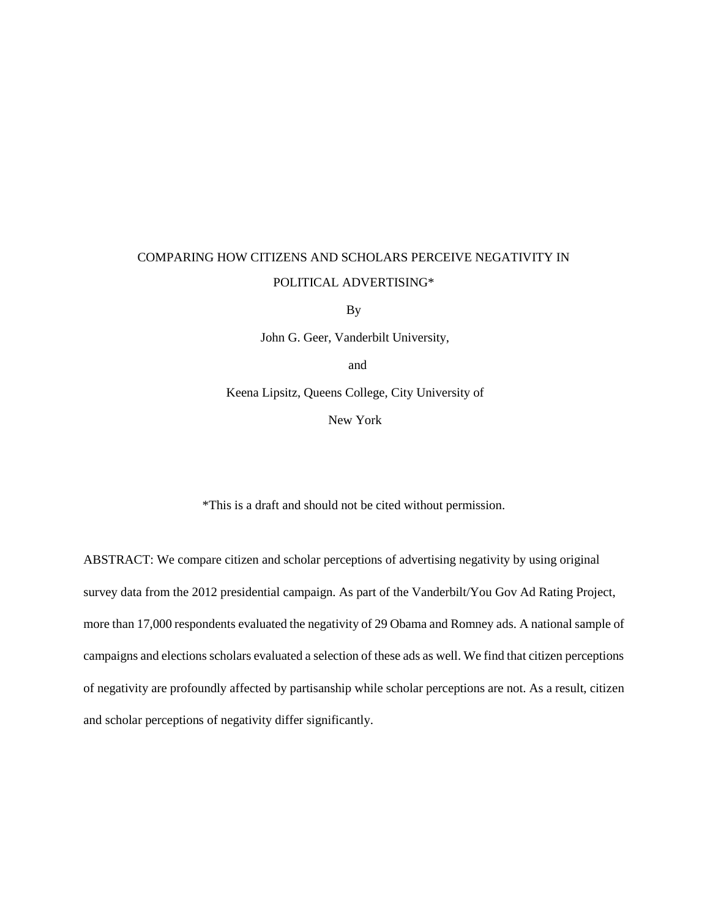# COMPARING HOW CITIZENS AND SCHOLARS PERCEIVE NEGATIVITY IN POLITICAL ADVERTISING*

By

John G. Geer, Vanderbilt University,

and

Keena Lipsitz, Queens College, City University of New York

*This is a draft and should not be cited without permission.

ABSTRACT: We compare citizen and scholar perceptions of advertising negativity by using original survey data from the 2012 presidential campaign. As part of the Vanderbilt/You Gov Ad Rating Project, more than 17,000 respondents evaluated the negativity of 29 Obama and Romney ads. A national sample of campaigns and elections scholars evaluated a selection of these ads as well. We find that citizen perceptions of negativity are profoundly affected by partisanship while scholar perceptions are not. As a result, citizen and scholar perceptions of negativity differ significantly.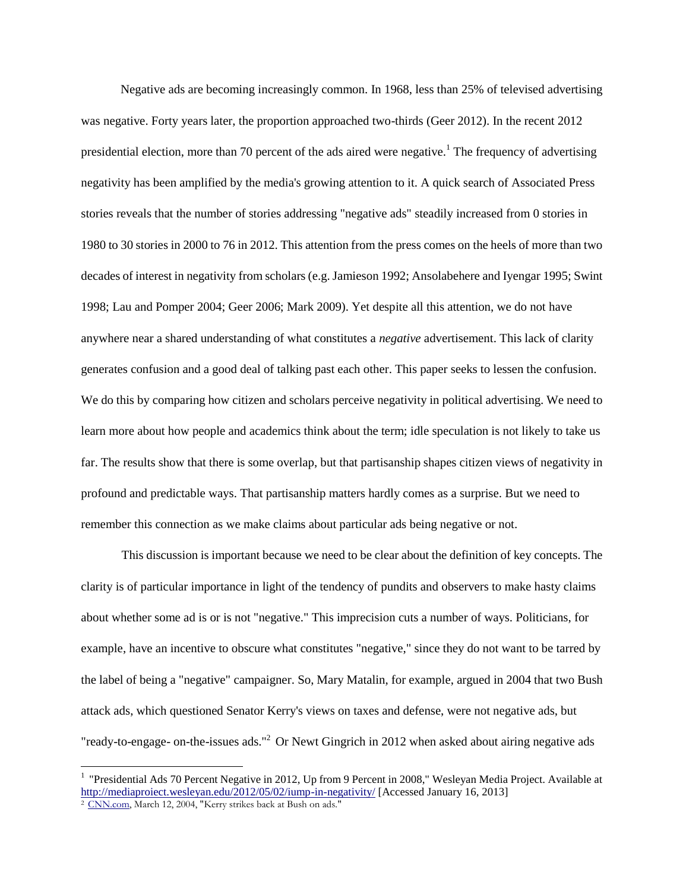Negative ads are becoming increasingly common. In 1968, less than 25% of televised advertising was negative. Forty years later, the proportion approached two-thirds (Geer 2012). In the recent 2012 presidential election, more than 70 percent of the ads aired were negative.[1] The frequency of advertising negativity has been amplified by the media's growing attention to it. A quick search of Associated Press stories reveals that the number of stories addressing "negative ads" steadily increased from 0 stories in 1980 to 30 stories in 2000 to 76 in 2012. This attention from the press comes on the heels of more than two decades of interest in negativity from scholars (e.g. Jamieson 1992; Ansolabehere and Iyengar 1995; Swint 1998; Lau and Pomper 2004; Geer 2006; Mark 2009). Yet despite all this attention, we do not have anywhere near a shared understanding of what constitutes a *negative* advertisement. This lack of clarity generates confusion and a good deal of talking past each other. This paper seeks to lessen the confusion. We do this by comparing how citizen and scholars perceive negativity in political advertising. We need to learn more about how people and academics think about the term; idle speculation is not likely to take us far. The results show that there is some overlap, but that partisanship shapes citizen views of negativity in profound and predictable ways. That partisanship matters hardly comes as a surprise. But we need to remember this connection as we make claims about particular ads being negative or not.

This discussion is important because we need to be clear about the definition of key concepts. The clarity is of particular importance in light of the tendency of pundits and observers to make hasty claims about whether some ad is or is not "negative." This imprecision cuts a number of ways. Politicians, for example, have an incentive to obscure what constitutes "negative," since they do not want to be tarred by the label of being a "negative" campaigner. So, Mary Matalin, for example, argued in 2004 that two Bush attack ads, which questioned Senator Kerry's views on taxes and defense, were not negative ads, but "ready-to-engage- on-the-issues ads."[2] Or Newt Gingrich in 2012 when asked about airing negative ads

---

[1] "Presidential Ads 70 Percent Negative in 2012, Up from 9 Percent in 2008," Wesleyan Media Project. Available at http://mediaproject.wesleyan.edu/2012/05/02/jump-in-negativity/ [Accessed January 16, 2013]

[2] CNN.com, March 12, 2004, "Kerry strikes back at Bush on ads."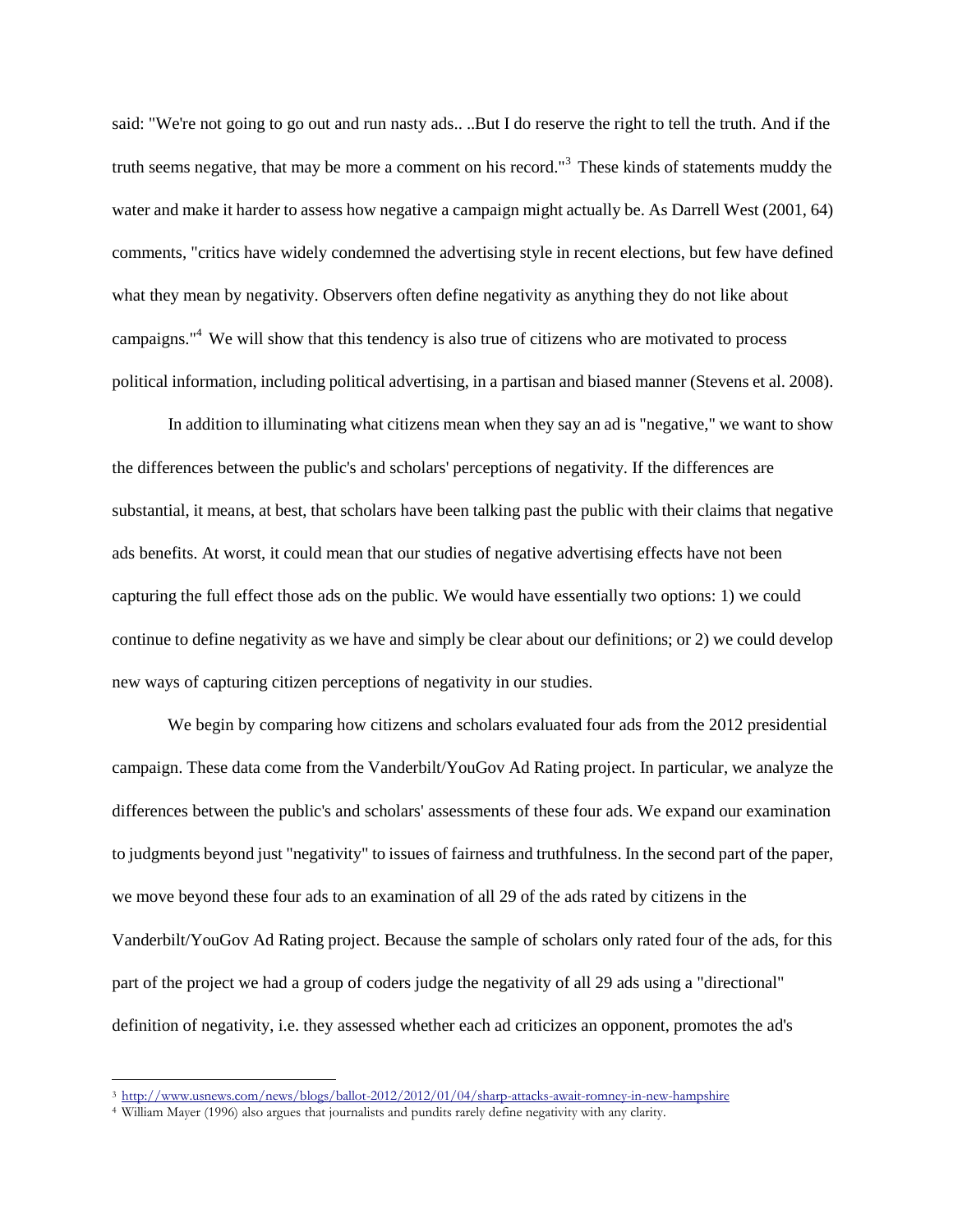said: "We're not going to go out and run nasty ads.. ..But I do reserve the right to tell the truth. And if the truth seems negative, that may be more a comment on his record."[3] These kinds of statements muddy the water and make it harder to assess how negative a campaign might actually be. As Darrell West (2001, 64) comments, "critics have widely condemned the advertising style in recent elections, but few have defined what they mean by negativity. Observers often define negativity as anything they do not like about campaigns."[4] We will show that this tendency is also true of citizens who are motivated to process political information, including political advertising, in a partisan and biased manner (Stevens et al. 2008).

In addition to illuminating what citizens mean when they say an ad is "negative," we want to show the differences between the public's and scholars' perceptions of negativity. If the differences are substantial, it means, at best, that scholars have been talking past the public with their claims that negative ads benefits. At worst, it could mean that our studies of negative advertising effects have not been capturing the full effect those ads on the public. We would have essentially two options: 1) we could continue to define negativity as we have and simply be clear about our definitions; or 2) we could develop new ways of capturing citizen perceptions of negativity in our studies.

We begin by comparing how citizens and scholars evaluated four ads from the 2012 presidential campaign. These data come from the Vanderbilt/YouGov Ad Rating project. In particular, we analyze the differences between the public's and scholars' assessments of these four ads. We expand our examination to judgments beyond just "negativity" to issues of fairness and truthfulness. In the second part of the paper, we move beyond these four ads to an examination of all 29 of the ads rated by citizens in the Vanderbilt/YouGov Ad Rating project. Because the sample of scholars only rated four of the ads, for this part of the project we had a group of coders judge the negativity of all 29 ads using a "directional" definition of negativity, i.e. they assessed whether each ad criticizes an opponent, promotes the ad's

---

[3] http://www.usnews.com/news/blogs/ballot-2012/2012/01/04/sharp-attacks-await-romney-in-new-hampshire

[4] William Mayer (1996) also argues that journalists and pundits rarely define negativity with any clarity.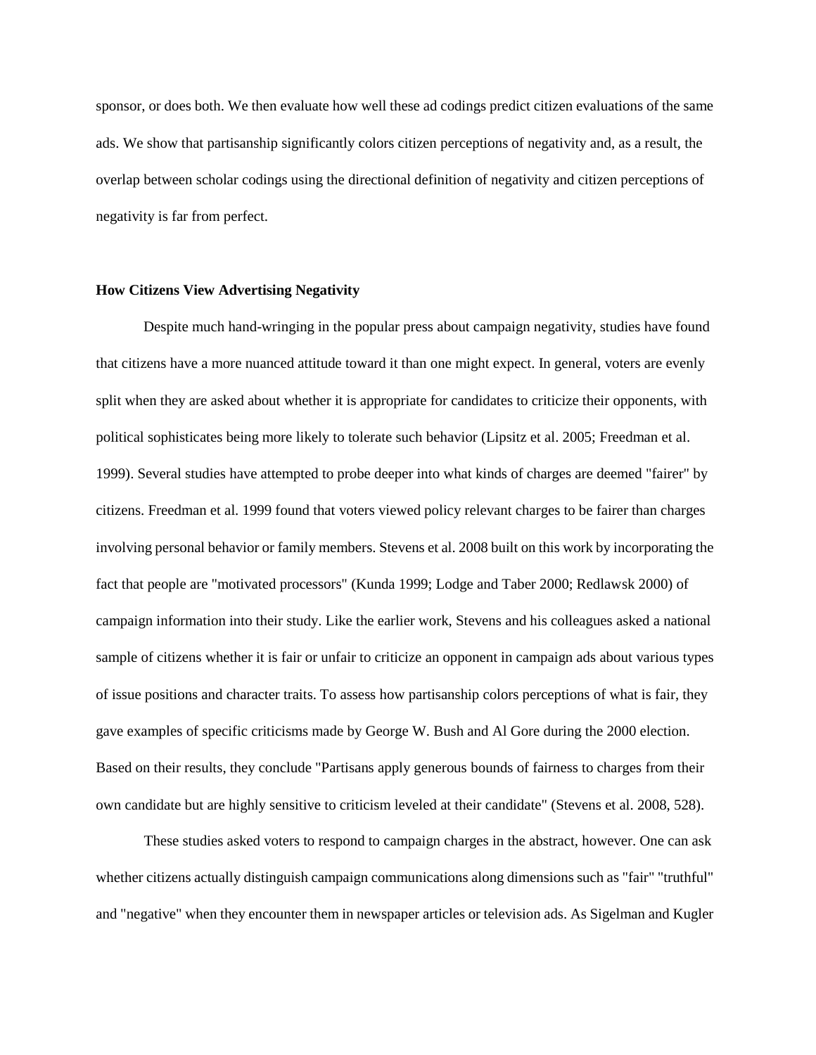sponsor, or does both. We then evaluate how well these ad codings predict citizen evaluations of the same ads. We show that partisanship significantly colors citizen perceptions of negativity and, as a result, the overlap between scholar codings using the directional definition of negativity and citizen perceptions of negativity is far from perfect.

**How Citizens View Advertising Negativity**

Despite much hand-wringing in the popular press about campaign negativity, studies have found that citizens have a more nuanced attitude toward it than one might expect. In general, voters are evenly split when they are asked about whether it is appropriate for candidates to criticize their opponents, with political sophisticates being more likely to tolerate such behavior (Lipsitz et al. 2005; Freedman et al. 1999). Several studies have attempted to probe deeper into what kinds of charges are deemed "fairer" by citizens. Freedman et al. 1999 found that voters viewed policy relevant charges to be fairer than charges involving personal behavior or family members. Stevens et al. 2008 built on this work by incorporating the fact that people are "motivated processors" (Kunda 1999; Lodge and Taber 2000; Redlawsk 2000) of campaign information into their study. Like the earlier work, Stevens and his colleagues asked a national sample of citizens whether it is fair or unfair to criticize an opponent in campaign ads about various types of issue positions and character traits. To assess how partisanship colors perceptions of what is fair, they gave examples of specific criticisms made by George W. Bush and Al Gore during the 2000 election. Based on their results, they conclude "Partisans apply generous bounds of fairness to charges from their own candidate but are highly sensitive to criticism leveled at their candidate" (Stevens et al. 2008, 528).

These studies asked voters to respond to campaign charges in the abstract, however. One can ask whether citizens actually distinguish campaign communications along dimensions such as "fair" "truthful" and "negative" when they encounter them in newspaper articles or television ads. As Sigelman and Kugler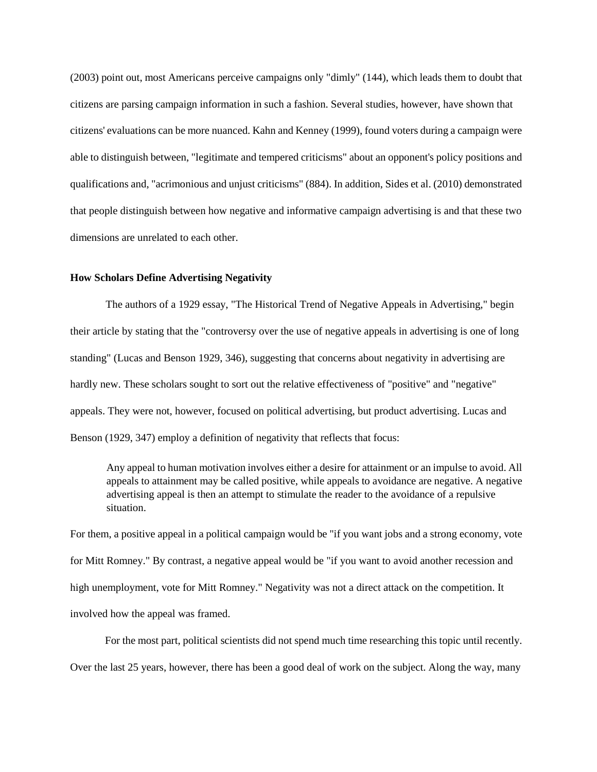(2003) point out, most Americans perceive campaigns only "dimly" (144), which leads them to doubt that citizens are parsing campaign information in such a fashion. Several studies, however, have shown that citizens' evaluations can be more nuanced. Kahn and Kenney (1999), found voters during a campaign were able to distinguish between, "legitimate and tempered criticisms" about an opponent's policy positions and qualifications and, "acrimonious and unjust criticisms" (884). In addition, Sides et al. (2010) demonstrated that people distinguish between how negative and informative campaign advertising is and that these two dimensions are unrelated to each other.

**How Scholars Define Advertising Negativity**

The authors of a 1929 essay, "The Historical Trend of Negative Appeals in Advertising," begin their article by stating that the "controversy over the use of negative appeals in advertising is one of long standing" (Lucas and Benson 1929, 346), suggesting that concerns about negativity in advertising are hardly new. These scholars sought to sort out the relative effectiveness of "positive" and "negative" appeals. They were not, however, focused on political advertising, but product advertising. Lucas and Benson (1929, 347) employ a definition of negativity that reflects that focus:

> Any appeal to human motivation involves either a desire for attainment or an impulse to avoid. All appeals to attainment may be called positive, while appeals to avoidance are negative. A negative advertising appeal is then an attempt to stimulate the reader to the avoidance of a repulsive situation.

For them, a positive appeal in a political campaign would be "if you want jobs and a strong economy, vote for Mitt Romney." By contrast, a negative appeal would be "if you want to avoid another recession and high unemployment, vote for Mitt Romney." Negativity was not a direct attack on the competition. It involved how the appeal was framed.

For the most part, political scientists did not spend much time researching this topic until recently. Over the last 25 years, however, there has been a good deal of work on the subject. Along the way, many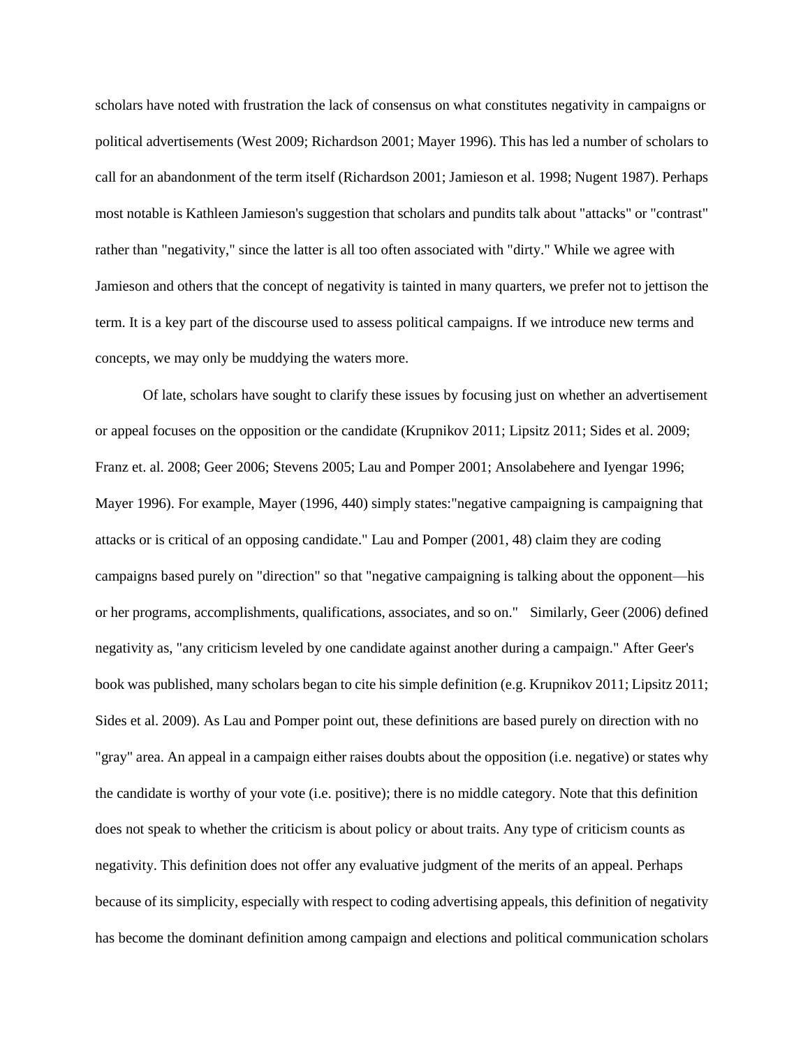scholars have noted with frustration the lack of consensus on what constitutes negativity in campaigns or political advertisements (West 2009; Richardson 2001; Mayer 1996). This has led a number of scholars to call for an abandonment of the term itself (Richardson 2001; Jamieson et al. 1998; Nugent 1987). Perhaps most notable is Kathleen Jamieson's suggestion that scholars and pundits talk about "attacks" or "contrast" rather than "negativity," since the latter is all too often associated with "dirty." While we agree with Jamieson and others that the concept of negativity is tainted in many quarters, we prefer not to jettison the term. It is a key part of the discourse used to assess political campaigns. If we introduce new terms and concepts, we may only be muddying the waters more.

Of late, scholars have sought to clarify these issues by focusing just on whether an advertisement or appeal focuses on the opposition or the candidate (Krupnikov 2011; Lipsitz 2011; Sides et al. 2009; Franz et. al. 2008; Geer 2006; Stevens 2005; Lau and Pomper 2001; Ansolabehere and Iyengar 1996; Mayer 1996). For example, Mayer (1996, 440) simply states:"negative campaigning is campaigning that attacks or is critical of an opposing candidate." Lau and Pomper (2001, 48) claim they are coding campaigns based purely on "direction" so that "negative campaigning is talking about the opponent—his or her programs, accomplishments, qualifications, associates, and so on." Similarly, Geer (2006) defined negativity as, "any criticism leveled by one candidate against another during a campaign." After Geer's book was published, many scholars began to cite his simple definition (e.g. Krupnikov 2011; Lipsitz 2011; Sides et al. 2009). As Lau and Pomper point out, these definitions are based purely on direction with no "gray" area. An appeal in a campaign either raises doubts about the opposition (i.e. negative) or states why the candidate is worthy of your vote (i.e. positive); there is no middle category. Note that this definition does not speak to whether the criticism is about policy or about traits. Any type of criticism counts as negativity. This definition does not offer any evaluative judgment of the merits of an appeal. Perhaps because of its simplicity, especially with respect to coding advertising appeals, this definition of negativity has become the dominant definition among campaign and elections and political communication scholars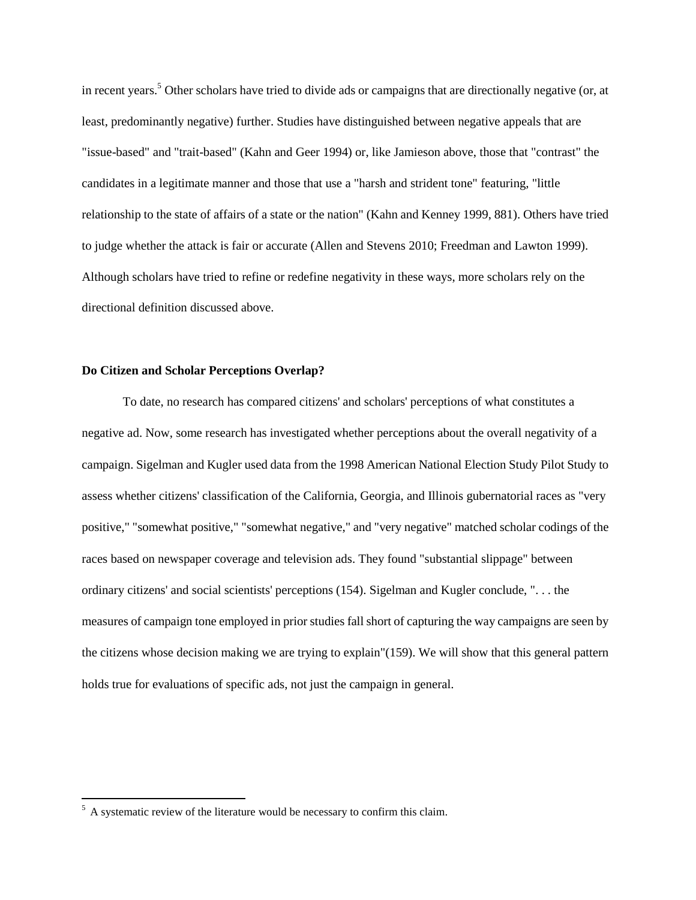in recent years.[5] Other scholars have tried to divide ads or campaigns that are directionally negative (or, at least, predominantly negative) further. Studies have distinguished between negative appeals that are "issue-based" and "trait-based" (Kahn and Geer 1994) or, like Jamieson above, those that "contrast" the candidates in a legitimate manner and those that use a "harsh and strident tone" featuring, "little relationship to the state of affairs of a state or the nation" (Kahn and Kenney 1999, 881). Others have tried to judge whether the attack is fair or accurate (Allen and Stevens 2010; Freedman and Lawton 1999). Although scholars have tried to refine or redefine negativity in these ways, more scholars rely on the directional definition discussed above.

**Do Citizen and Scholar Perceptions Overlap?**

To date, no research has compared citizens' and scholars' perceptions of what constitutes a negative ad. Now, some research has investigated whether perceptions about the overall negativity of a campaign. Sigelman and Kugler used data from the 1998 American National Election Study Pilot Study to assess whether citizens' classification of the California, Georgia, and Illinois gubernatorial races as "very positive," "somewhat positive," "somewhat negative," and "very negative" matched scholar codings of the races based on newspaper coverage and television ads. They found "substantial slippage" between ordinary citizens' and social scientists' perceptions (154). Sigelman and Kugler conclude, ". . . the measures of campaign tone employed in prior studies fall short of capturing the way campaigns are seen by the citizens whose decision making we are trying to explain"(159). We will show that this general pattern holds true for evaluations of specific ads, not just the campaign in general.

[5] A systematic review of the literature would be necessary to confirm this claim.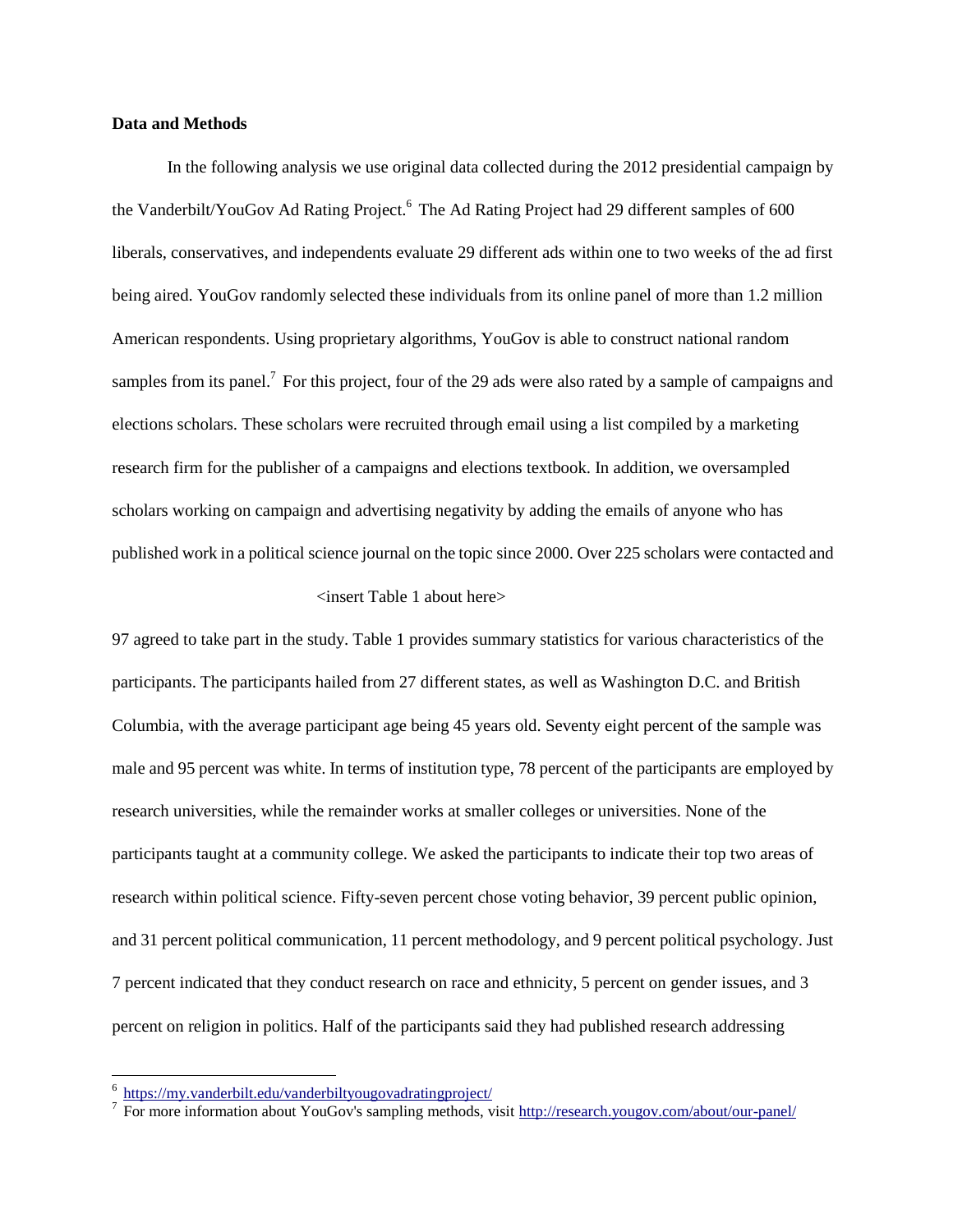**Data and Methods**

In the following analysis we use original data collected during the 2012 presidential campaign by the Vanderbilt/YouGov Ad Rating Project.[6] The Ad Rating Project had 29 different samples of 600 liberals, conservatives, and independents evaluate 29 different ads within one to two weeks of the ad first being aired. YouGov randomly selected these individuals from its online panel of more than 1.2 million American respondents. Using proprietary algorithms, YouGov is able to construct national random samples from its panel.[7] For this project, four of the 29 ads were also rated by a sample of campaigns and elections scholars. These scholars were recruited through email using a list compiled by a marketing research firm for the publisher of a campaigns and elections textbook. In addition, we oversampled scholars working on campaign and advertising negativity by adding the emails of anyone who has published work in a political science journal on the topic since 2000. Over 225 scholars were contacted and

<insert Table 1 about here>

97 agreed to take part in the study. Table 1 provides summary statistics for various characteristics of the participants. The participants hailed from 27 different states, as well as Washington D.C. and British Columbia, with the average participant age being 45 years old. Seventy eight percent of the sample was male and 95 percent was white. In terms of institution type, 78 percent of the participants are employed by research universities, while the remainder works at smaller colleges or universities. None of the participants taught at a community college. We asked the participants to indicate their top two areas of research within political science. Fifty-seven percent chose voting behavior, 39 percent public opinion, and 31 percent political communication, 11 percent methodology, and 9 percent political psychology. Just 7 percent indicated that they conduct research on race and ethnicity, 5 percent on gender issues, and 3 percent on religion in politics. Half of the participants said they had published research addressing

---

[6] https://my.vanderbilt.edu/vanderbiltyougovadratingproject/

[7] For more information about YouGov's sampling methods, visit http://research.yougov.com/about/our-panel/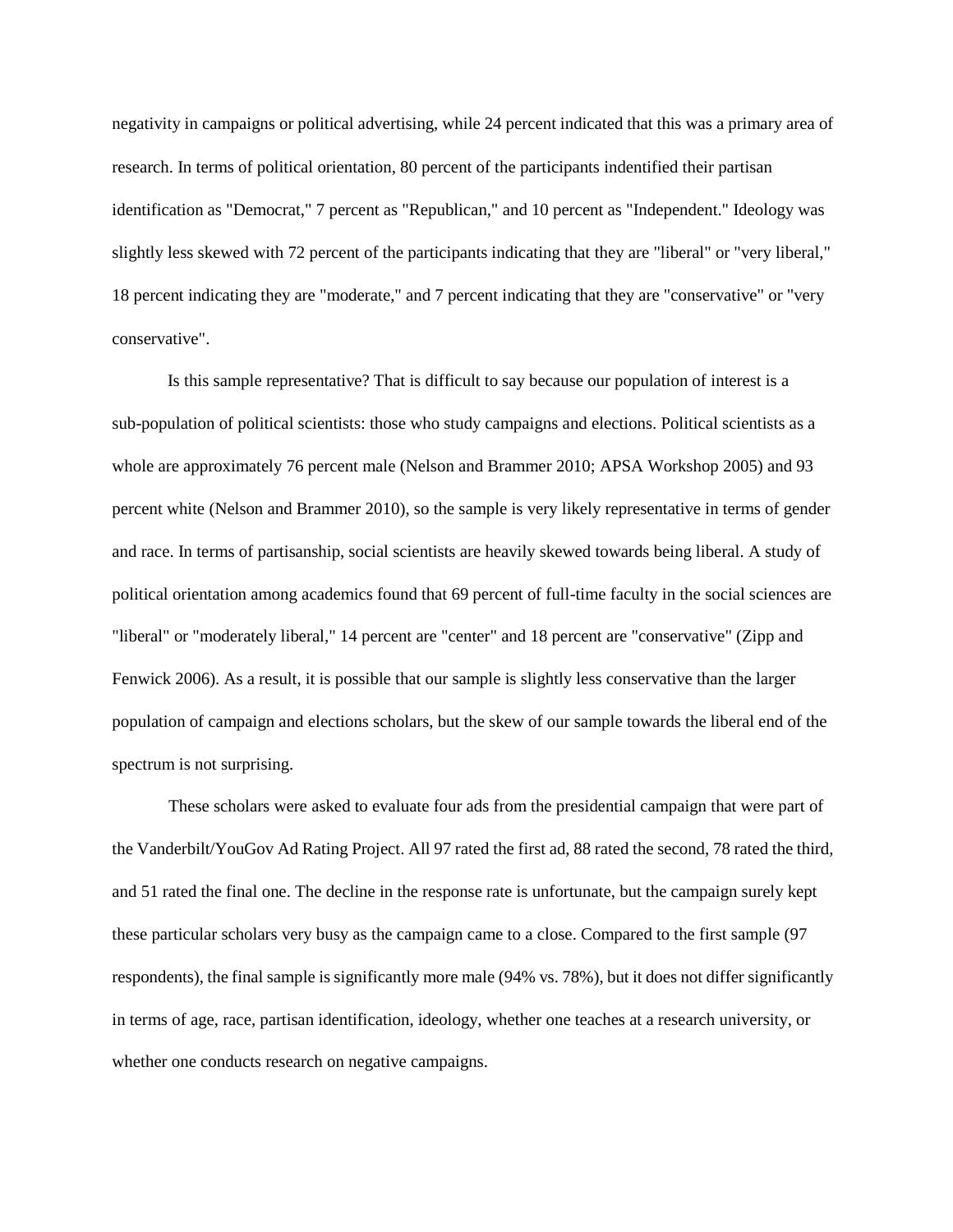negativity in campaigns or political advertising, while 24 percent indicated that this was a primary area of research. In terms of political orientation, 80 percent of the participants indentified their partisan identification as "Democrat," 7 percent as "Republican," and 10 percent as "Independent." Ideology was slightly less skewed with 72 percent of the participants indicating that they are "liberal" or "very liberal," 18 percent indicating they are "moderate," and 7 percent indicating that they are "conservative" or "very conservative".

Is this sample representative? That is difficult to say because our population of interest is a sub-population of political scientists: those who study campaigns and elections. Political scientists as a whole are approximately 76 percent male (Nelson and Brammer 2010; APSA Workshop 2005) and 93 percent white (Nelson and Brammer 2010), so the sample is very likely representative in terms of gender and race. In terms of partisanship, social scientists are heavily skewed towards being liberal. A study of political orientation among academics found that 69 percent of full-time faculty in the social sciences are "liberal" or "moderately liberal," 14 percent are "center" and 18 percent are "conservative" (Zipp and Fenwick 2006). As a result, it is possible that our sample is slightly less conservative than the larger population of campaign and elections scholars, but the skew of our sample towards the liberal end of the spectrum is not surprising.

These scholars were asked to evaluate four ads from the presidential campaign that were part of the Vanderbilt/YouGov Ad Rating Project. All 97 rated the first ad, 88 rated the second, 78 rated the third, and 51 rated the final one. The decline in the response rate is unfortunate, but the campaign surely kept these particular scholars very busy as the campaign came to a close. Compared to the first sample (97 respondents), the final sample is significantly more male (94% vs. 78%), but it does not differ significantly in terms of age, race, partisan identification, ideology, whether one teaches at a research university, or whether one conducts research on negative campaigns.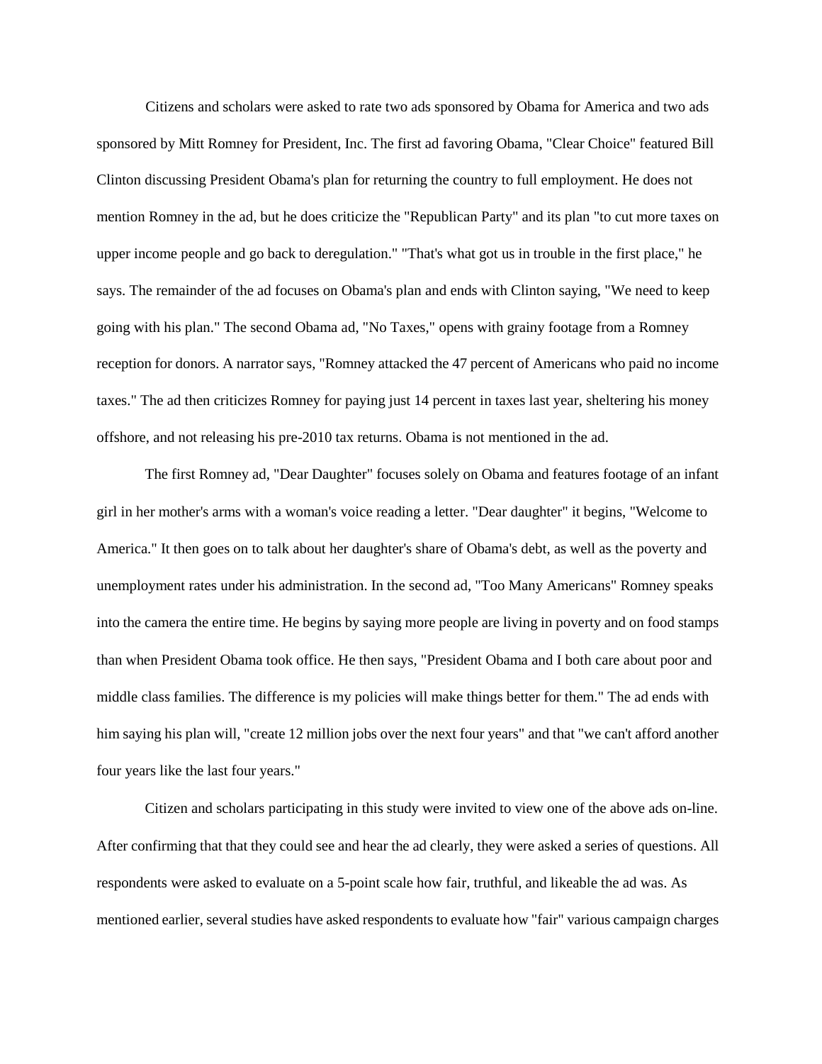Citizens and scholars were asked to rate two ads sponsored by Obama for America and two ads sponsored by Mitt Romney for President, Inc. The first ad favoring Obama, "Clear Choice" featured Bill Clinton discussing President Obama's plan for returning the country to full employment. He does not mention Romney in the ad, but he does criticize the "Republican Party" and its plan "to cut more taxes on upper income people and go back to deregulation." "That's what got us in trouble in the first place," he says. The remainder of the ad focuses on Obama's plan and ends with Clinton saying, "We need to keep going with his plan." The second Obama ad, "No Taxes," opens with grainy footage from a Romney reception for donors. A narrator says, "Romney attacked the 47 percent of Americans who paid no income taxes." The ad then criticizes Romney for paying just 14 percent in taxes last year, sheltering his money offshore, and not releasing his pre-2010 tax returns. Obama is not mentioned in the ad.

The first Romney ad, "Dear Daughter" focuses solely on Obama and features footage of an infant girl in her mother's arms with a woman's voice reading a letter. "Dear daughter" it begins, "Welcome to America." It then goes on to talk about her daughter's share of Obama's debt, as well as the poverty and unemployment rates under his administration. In the second ad, "Too Many Americans" Romney speaks into the camera the entire time. He begins by saying more people are living in poverty and on food stamps than when President Obama took office. He then says, "President Obama and I both care about poor and middle class families. The difference is my policies will make things better for them." The ad ends with him saying his plan will, "create 12 million jobs over the next four years" and that "we can't afford another four years like the last four years."

Citizen and scholars participating in this study were invited to view one of the above ads on-line. After confirming that that they could see and hear the ad clearly, they were asked a series of questions. All respondents were asked to evaluate on a 5-point scale how fair, truthful, and likeable the ad was. As mentioned earlier, several studies have asked respondents to evaluate how "fair" various campaign charges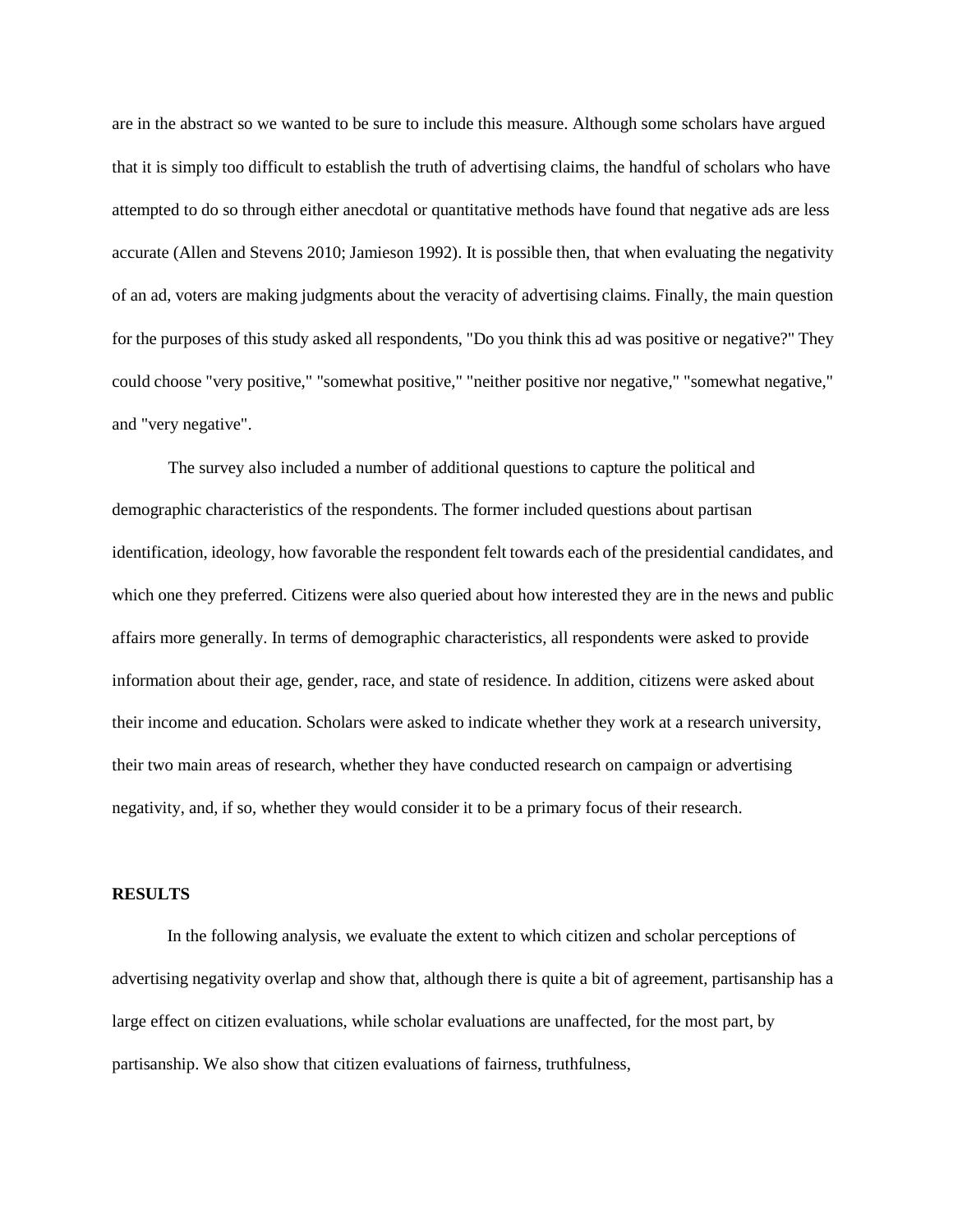are in the abstract so we wanted to be sure to include this measure. Although some scholars have argued that it is simply too difficult to establish the truth of advertising claims, the handful of scholars who have attempted to do so through either anecdotal or quantitative methods have found that negative ads are less accurate (Allen and Stevens 2010; Jamieson 1992). It is possible then, that when evaluating the negativity of an ad, voters are making judgments about the veracity of advertising claims. Finally, the main question for the purposes of this study asked all respondents, "Do you think this ad was positive or negative?" They could choose "very positive," "somewhat positive," "neither positive nor negative," "somewhat negative," and "very negative".

The survey also included a number of additional questions to capture the political and demographic characteristics of the respondents. The former included questions about partisan identification, ideology, how favorable the respondent felt towards each of the presidential candidates, and which one they preferred. Citizens were also queried about how interested they are in the news and public affairs more generally. In terms of demographic characteristics, all respondents were asked to provide information about their age, gender, race, and state of residence. In addition, citizens were asked about their income and education. Scholars were asked to indicate whether they work at a research university, their two main areas of research, whether they have conducted research on campaign or advertising negativity, and, if so, whether they would consider it to be a primary focus of their research.

**RESULTS**

In the following analysis, we evaluate the extent to which citizen and scholar perceptions of advertising negativity overlap and show that, although there is quite a bit of agreement, partisanship has a large effect on citizen evaluations, while scholar evaluations are unaffected, for the most part, by partisanship. We also show that citizen evaluations of fairness, truthfulness,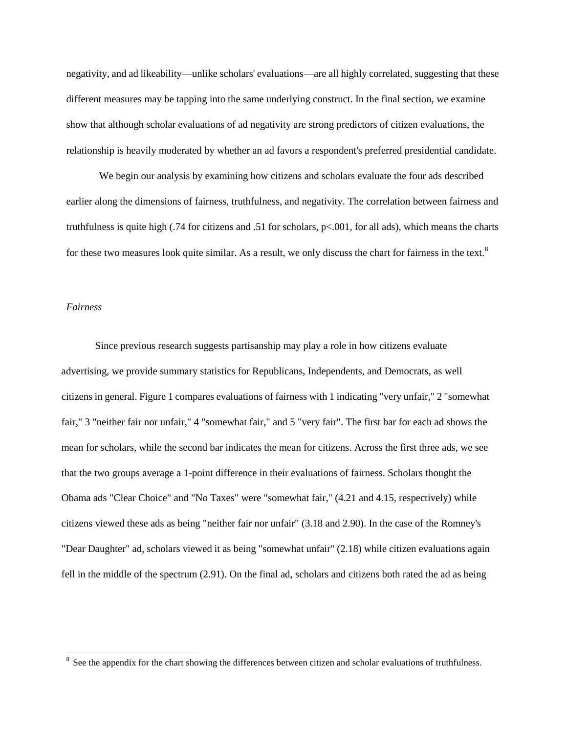negativity, and ad likeability—unlike scholars' evaluations—are all highly correlated, suggesting that these different measures may be tapping into the same underlying construct. In the final section, we examine show that although scholar evaluations of ad negativity are strong predictors of citizen evaluations, the relationship is heavily moderated by whether an ad favors a respondent's preferred presidential candidate.

We begin our analysis by examining how citizens and scholars evaluate the four ads described earlier along the dimensions of fairness, truthfulness, and negativity. The correlation between fairness and truthfulness is quite high (.74 for citizens and .51 for scholars, $p<.001$, for all ads), which means the charts for these two measures look quite similar. As a result, we only discuss the chart for fairness in the text.[8]

*Fairness*

Since previous research suggests partisanship may play a role in how citizens evaluate advertising, we provide summary statistics for Republicans, Independents, and Democrats, as well citizens in general. Figure 1 compares evaluations of fairness with 1 indicating "very unfair," 2 "somewhat fair," 3 "neither fair nor unfair," 4 "somewhat fair," and 5 "very fair". The first bar for each ad shows the mean for scholars, while the second bar indicates the mean for citizens. Across the first three ads, we see that the two groups average a 1-point difference in their evaluations of fairness. Scholars thought the Obama ads "Clear Choice" and "No Taxes" were "somewhat fair," (4.21 and 4.15, respectively) while citizens viewed these ads as being "neither fair nor unfair" (3.18 and 2.90). In the case of the Romney's "Dear Daughter" ad, scholars viewed it as being "somewhat unfair" (2.18) while citizen evaluations again fell in the middle of the spectrum (2.91). On the final ad, scholars and citizens both rated the ad as being

[8] See the appendix for the chart showing the differences between citizen and scholar evaluations of truthfulness.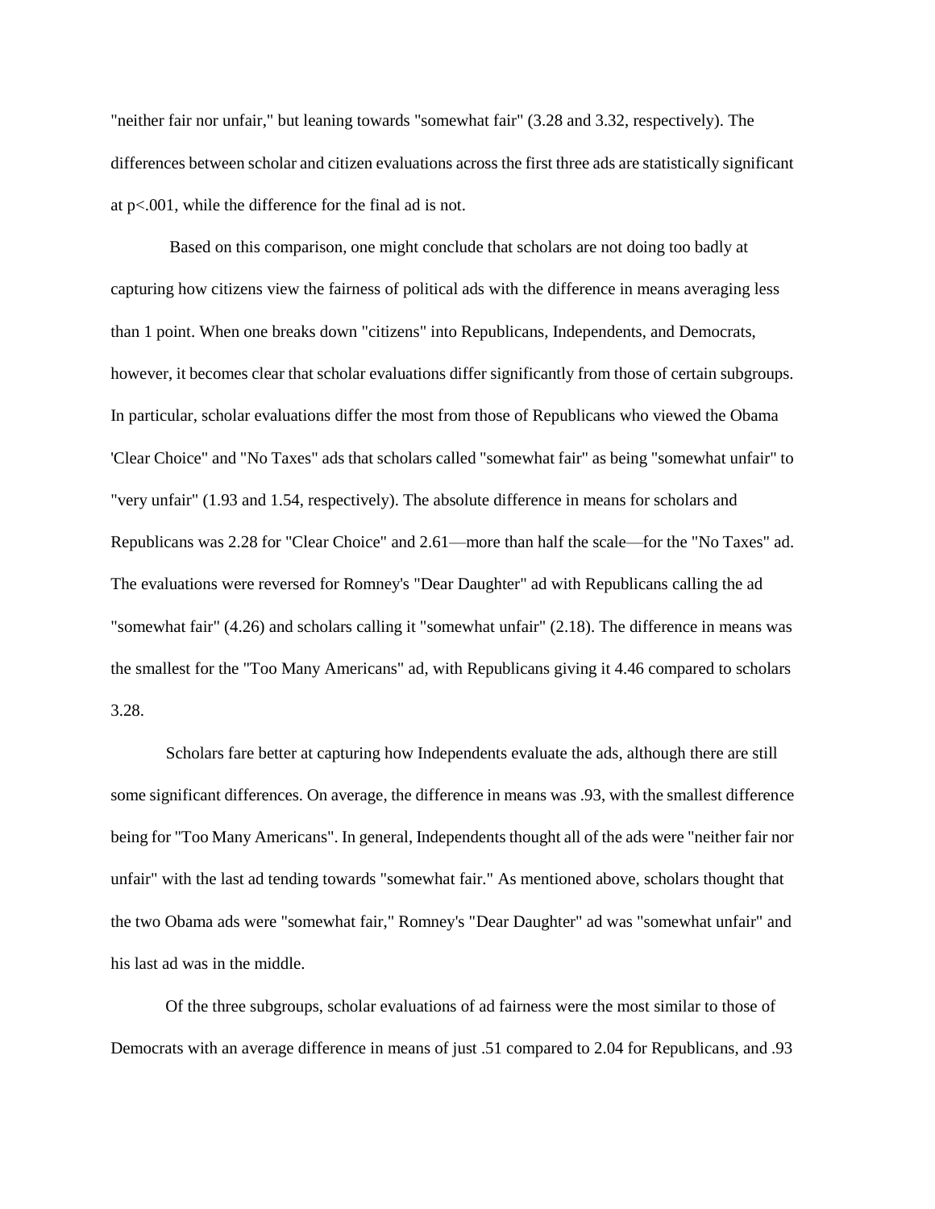"neither fair nor unfair," but leaning towards "somewhat fair" (3.28 and 3.32, respectively). The differences between scholar and citizen evaluations across the first three ads are statistically significant at $p<.001$, while the difference for the final ad is not.

Based on this comparison, one might conclude that scholars are not doing too badly at capturing how citizens view the fairness of political ads with the difference in means averaging less than 1 point. When one breaks down "citizens" into Republicans, Independents, and Democrats, however, it becomes clear that scholar evaluations differ significantly from those of certain subgroups. In particular, scholar evaluations differ the most from those of Republicans who viewed the Obama 'Clear Choice" and "No Taxes" ads that scholars called "somewhat fair" as being "somewhat unfair" to "very unfair" (1.93 and 1.54, respectively). The absolute difference in means for scholars and Republicans was 2.28 for "Clear Choice" and 2.61—more than half the scale—for the "No Taxes" ad. The evaluations were reversed for Romney's "Dear Daughter" ad with Republicans calling the ad "somewhat fair" (4.26) and scholars calling it "somewhat unfair" (2.18). The difference in means was the smallest for the "Too Many Americans" ad, with Republicans giving it 4.46 compared to scholars 3.28.

Scholars fare better at capturing how Independents evaluate the ads, although there are still some significant differences. On average, the difference in means was .93, with the smallest difference being for "Too Many Americans". In general, Independents thought all of the ads were "neither fair nor unfair" with the last ad tending towards "somewhat fair." As mentioned above, scholars thought that the two Obama ads were "somewhat fair," Romney's "Dear Daughter" ad was "somewhat unfair" and his last ad was in the middle.

Of the three subgroups, scholar evaluations of ad fairness were the most similar to those of Democrats with an average difference in means of just .51 compared to 2.04 for Republicans, and .93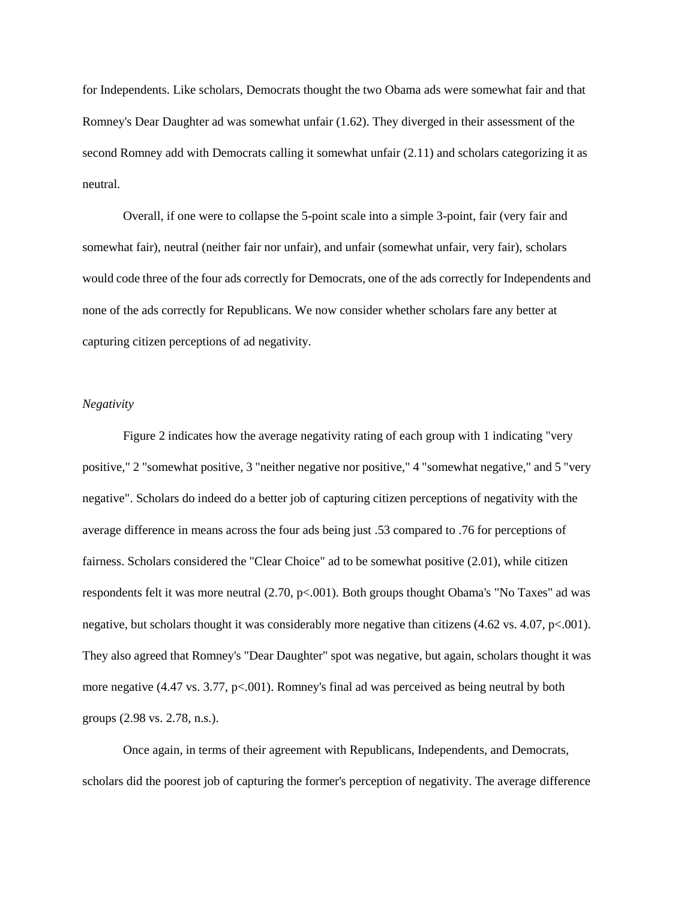for Independents. Like scholars, Democrats thought the two Obama ads were somewhat fair and that Romney's Dear Daughter ad was somewhat unfair (1.62). They diverged in their assessment of the second Romney add with Democrats calling it somewhat unfair (2.11) and scholars categorizing it as neutral.

Overall, if one were to collapse the 5-point scale into a simple 3-point, fair (very fair and somewhat fair), neutral (neither fair nor unfair), and unfair (somewhat unfair, very fair), scholars would code three of the four ads correctly for Democrats, one of the ads correctly for Independents and none of the ads correctly for Republicans. We now consider whether scholars fare any better at capturing citizen perceptions of ad negativity.

*Negativity*

Figure 2 indicates how the average negativity rating of each group with 1 indicating "very positive," 2 "somewhat positive, 3 "neither negative nor positive," 4 "somewhat negative," and 5 "very negative". Scholars do indeed do a better job of capturing citizen perceptions of negativity with the average difference in means across the four ads being just .53 compared to .76 for perceptions of fairness. Scholars considered the "Clear Choice" ad to be somewhat positive (2.01), while citizen respondents felt it was more neutral (2.70, $p<.001$). Both groups thought Obama's "No Taxes" ad was negative, but scholars thought it was considerably more negative than citizens (4.62 vs. 4.07, $p<.001$). They also agreed that Romney's "Dear Daughter" spot was negative, but again, scholars thought it was more negative (4.47 vs. 3.77, $p<.001$). Romney's final ad was perceived as being neutral by both groups (2.98 vs. 2.78, n.s.).

Once again, in terms of their agreement with Republicans, Independents, and Democrats, scholars did the poorest job of capturing the former's perception of negativity. The average difference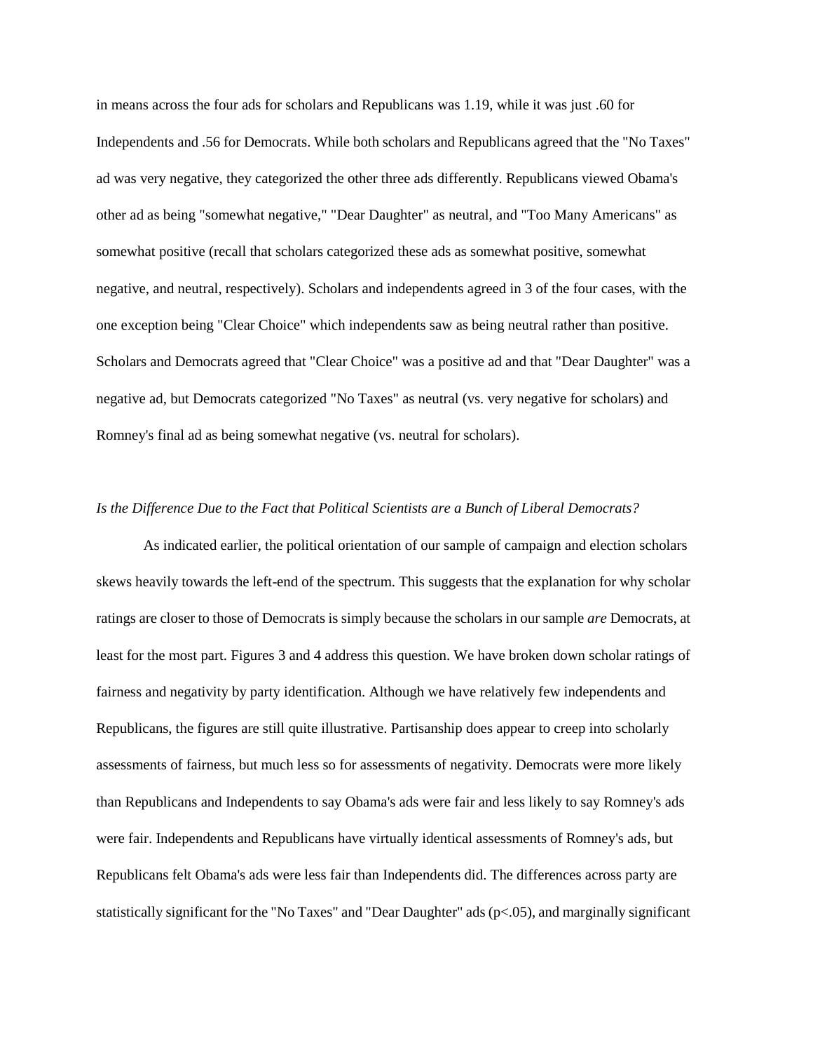in means across the four ads for scholars and Republicans was 1.19, while it was just .60 for Independents and .56 for Democrats. While both scholars and Republicans agreed that the "No Taxes" ad was very negative, they categorized the other three ads differently. Republicans viewed Obama's other ad as being "somewhat negative," "Dear Daughter" as neutral, and "Too Many Americans" as somewhat positive (recall that scholars categorized these ads as somewhat positive, somewhat negative, and neutral, respectively). Scholars and independents agreed in 3 of the four cases, with the one exception being "Clear Choice" which independents saw as being neutral rather than positive. Scholars and Democrats agreed that "Clear Choice" was a positive ad and that "Dear Daughter" was a negative ad, but Democrats categorized "No Taxes" as neutral (vs. very negative for scholars) and Romney's final ad as being somewhat negative (vs. neutral for scholars).

*Is the Difference Due to the Fact that Political Scientists are a Bunch of Liberal Democrats?*

As indicated earlier, the political orientation of our sample of campaign and election scholars skews heavily towards the left-end of the spectrum. This suggests that the explanation for why scholar ratings are closer to those of Democrats is simply because the scholars in our sample *are* Democrats, at least for the most part. Figures 3 and 4 address this question. We have broken down scholar ratings of fairness and negativity by party identification. Although we have relatively few independents and Republicans, the figures are still quite illustrative. Partisanship does appear to creep into scholarly assessments of fairness, but much less so for assessments of negativity. Democrats were more likely than Republicans and Independents to say Obama's ads were fair and less likely to say Romney's ads were fair. Independents and Republicans have virtually identical assessments of Romney's ads, but Republicans felt Obama's ads were less fair than Independents did. The differences across party are statistically significant for the "No Taxes" and "Dear Daughter" ads ($p<.05$), and marginally significant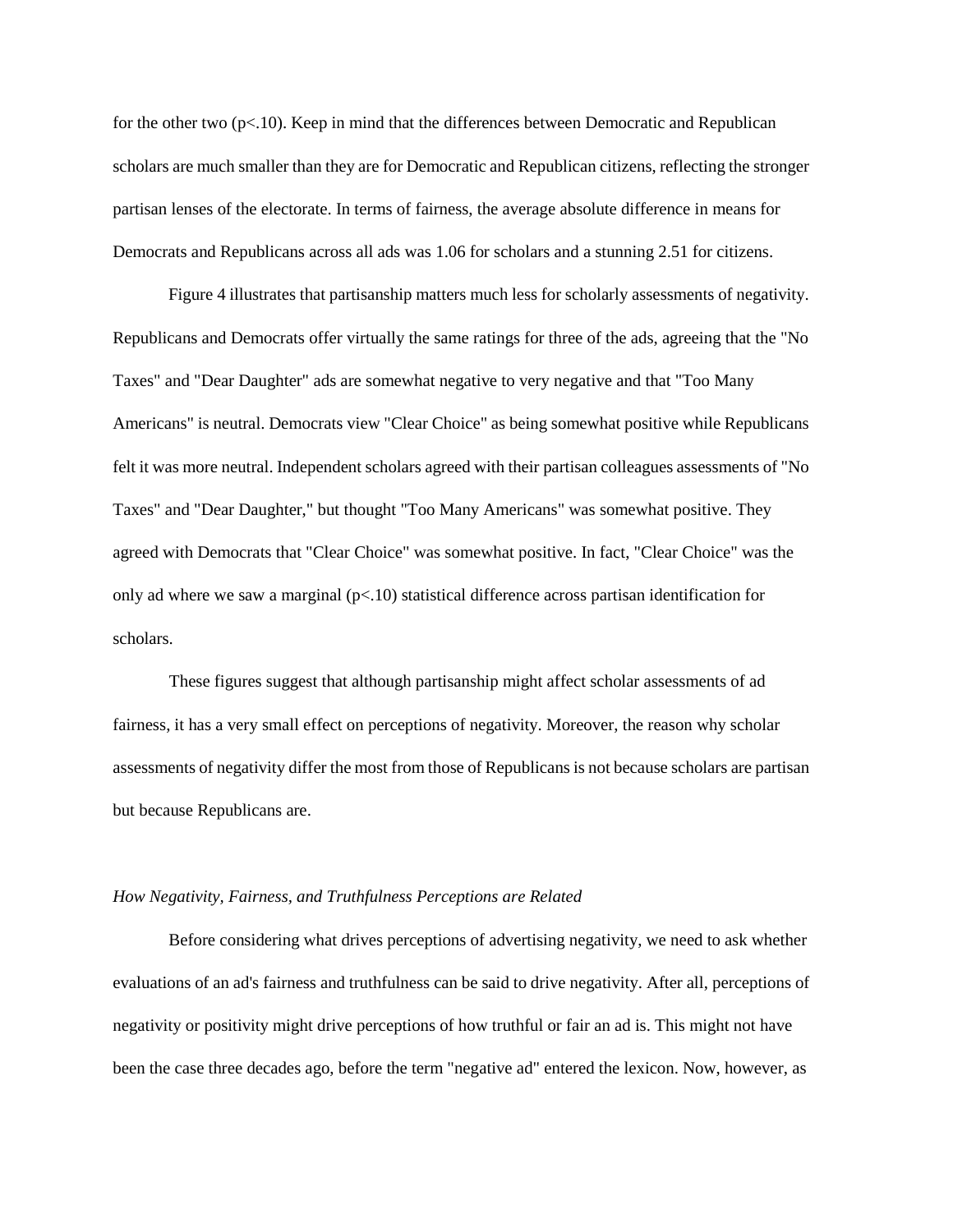for the other two ($p<.10$). Keep in mind that the differences between Democratic and Republican scholars are much smaller than they are for Democratic and Republican citizens, reflecting the stronger partisan lenses of the electorate. In terms of fairness, the average absolute difference in means for Democrats and Republicans across all ads was 1.06 for scholars and a stunning 2.51 for citizens.

Figure 4 illustrates that partisanship matters much less for scholarly assessments of negativity. Republicans and Democrats offer virtually the same ratings for three of the ads, agreeing that the "No Taxes" and "Dear Daughter" ads are somewhat negative to very negative and that "Too Many Americans" is neutral. Democrats view "Clear Choice" as being somewhat positive while Republicans felt it was more neutral. Independent scholars agreed with their partisan colleagues assessments of "No Taxes" and "Dear Daughter," but thought "Too Many Americans" was somewhat positive. They agreed with Democrats that "Clear Choice" was somewhat positive. In fact, "Clear Choice" was the only ad where we saw a marginal ($p<.10$) statistical difference across partisan identification for scholars.

These figures suggest that although partisanship might affect scholar assessments of ad fairness, it has a very small effect on perceptions of negativity. Moreover, the reason why scholar assessments of negativity differ the most from those of Republicans is not because scholars are partisan but because Republicans are.

### *How Negativity, Fairness, and Truthfulness Perceptions are Related*

Before considering what drives perceptions of advertising negativity, we need to ask whether evaluations of an ad's fairness and truthfulness can be said to drive negativity. After all, perceptions of negativity or positivity might drive perceptions of how truthful or fair an ad is. This might not have been the case three decades ago, before the term "negative ad" entered the lexicon. Now, however, as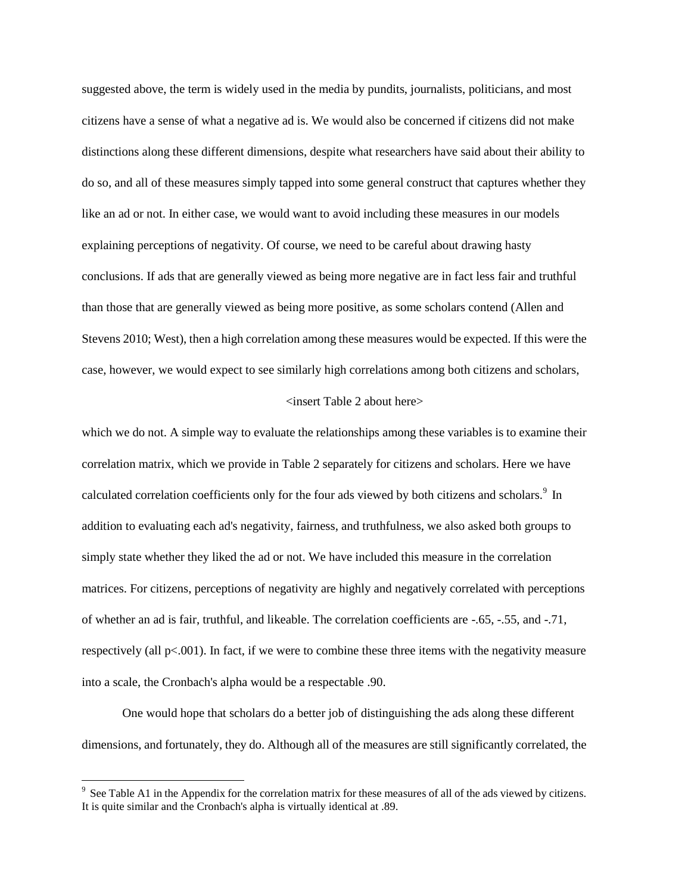suggested above, the term is widely used in the media by pundits, journalists, politicians, and most citizens have a sense of what a negative ad is. We would also be concerned if citizens did not make distinctions along these different dimensions, despite what researchers have said about their ability to do so, and all of these measures simply tapped into some general construct that captures whether they like an ad or not. In either case, we would want to avoid including these measures in our models explaining perceptions of negativity. Of course, we need to be careful about drawing hasty conclusions. If ads that are generally viewed as being more negative are in fact less fair and truthful than those that are generally viewed as being more positive, as some scholars contend (Allen and Stevens 2010; West), then a high correlation among these measures would be expected. If this were the case, however, we would expect to see similarly high correlations among both citizens and scholars,

<insert Table 2 about here>

which we do not. A simple way to evaluate the relationships among these variables is to examine their correlation matrix, which we provide in Table 2 separately for citizens and scholars. Here we have calculated correlation coefficients only for the four ads viewed by both citizens and scholars.[9] In addition to evaluating each ad's negativity, fairness, and truthfulness, we also asked both groups to simply state whether they liked the ad or not. We have included this measure in the correlation matrices. For citizens, perceptions of negativity are highly and negatively correlated with perceptions of whether an ad is fair, truthful, and likeable. The correlation coefficients are -.65, -.55, and -.71, respectively (all $p<.001$). In fact, if we were to combine these three items with the negativity measure into a scale, the Cronbach's alpha would be a respectable .90.

One would hope that scholars do a better job of distinguishing the ads along these different dimensions, and fortunately, they do. Although all of the measures are still significantly correlated, the

[9] See Table A1 in the Appendix for the correlation matrix for these measures of all of the ads viewed by citizens. It is quite similar and the Cronbach's alpha is virtually identical at .89.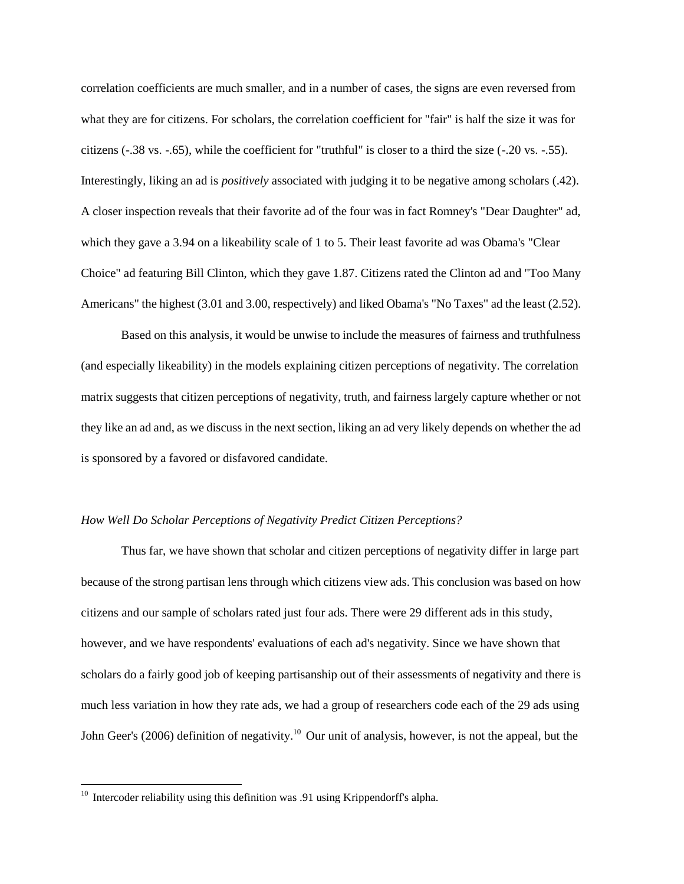correlation coefficients are much smaller, and in a number of cases, the signs are even reversed from what they are for citizens. For scholars, the correlation coefficient for "fair" is half the size it was for citizens (-.38 vs. -.65), while the coefficient for "truthful" is closer to a third the size (-.20 vs. -.55). Interestingly, liking an ad is *positively* associated with judging it to be negative among scholars (.42). A closer inspection reveals that their favorite ad of the four was in fact Romney's "Dear Daughter" ad, which they gave a 3.94 on a likeability scale of 1 to 5. Their least favorite ad was Obama's "Clear Choice" ad featuring Bill Clinton, which they gave 1.87. Citizens rated the Clinton ad and "Too Many Americans" the highest (3.01 and 3.00, respectively) and liked Obama's "No Taxes" ad the least (2.52).

Based on this analysis, it would be unwise to include the measures of fairness and truthfulness (and especially likeability) in the models explaining citizen perceptions of negativity. The correlation matrix suggests that citizen perceptions of negativity, truth, and fairness largely capture whether or not they like an ad and, as we discuss in the next section, liking an ad very likely depends on whether the ad is sponsored by a favored or disfavored candidate.

*How Well Do Scholar Perceptions of Negativity Predict Citizen Perceptions?*

Thus far, we have shown that scholar and citizen perceptions of negativity differ in large part because of the strong partisan lens through which citizens view ads. This conclusion was based on how citizens and our sample of scholars rated just four ads. There were 29 different ads in this study, however, and we have respondents' evaluations of each ad's negativity. Since we have shown that scholars do a fairly good job of keeping partisanship out of their assessments of negativity and there is much less variation in how they rate ads, we had a group of researchers code each of the 29 ads using John Geer's (2006) definition of negativity.[10] Our unit of analysis, however, is not the appeal, but the

[10] Intercoder reliability using this definition was .91 using Krippendorff's alpha.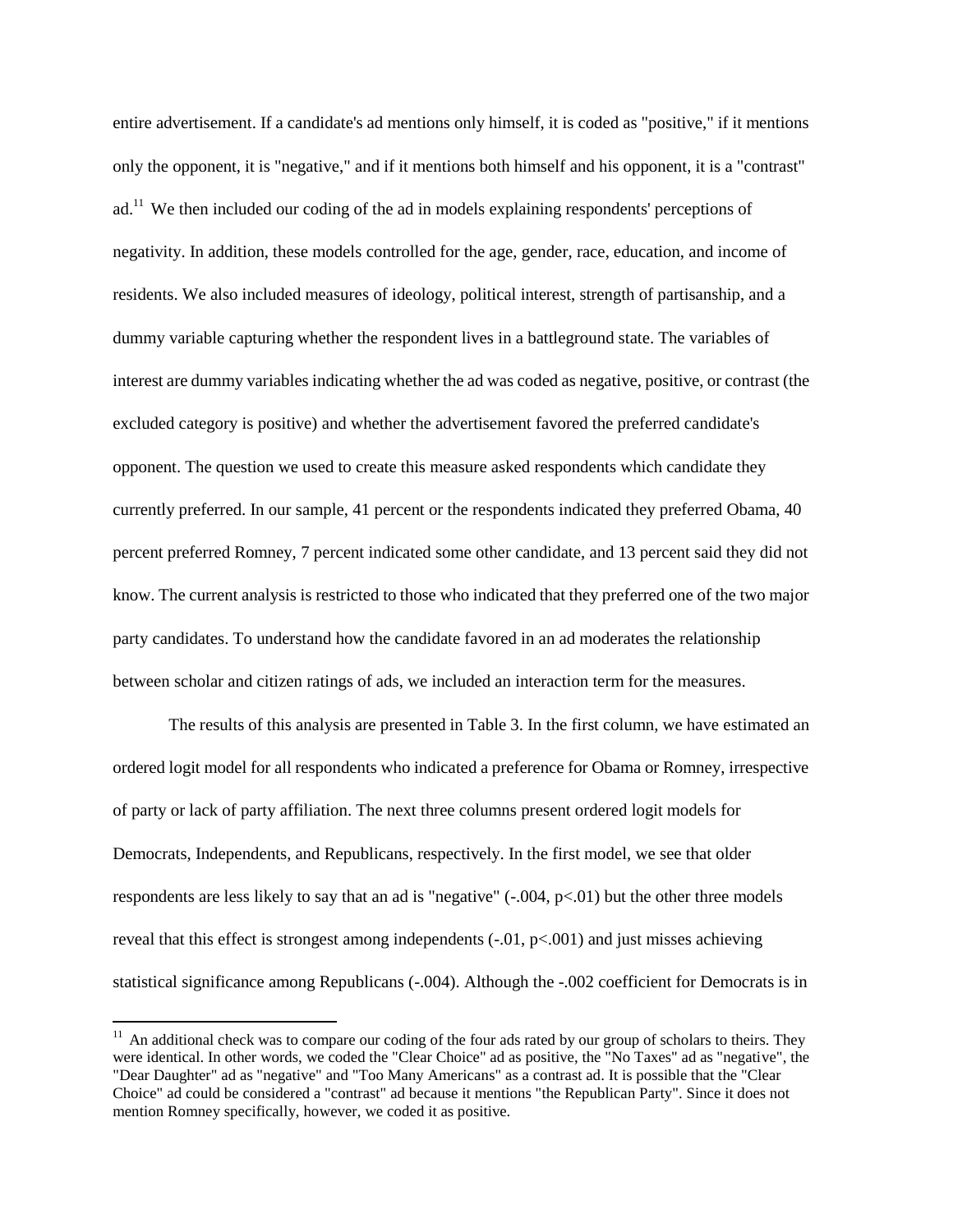entire advertisement. If a candidate's ad mentions only himself, it is coded as "positive," if it mentions only the opponent, it is "negative," and if it mentions both himself and his opponent, it is a "contrast" ad.[11] We then included our coding of the ad in models explaining respondents' perceptions of negativity. In addition, these models controlled for the age, gender, race, education, and income of residents. We also included measures of ideology, political interest, strength of partisanship, and a dummy variable capturing whether the respondent lives in a battleground state. The variables of interest are dummy variables indicating whether the ad was coded as negative, positive, or contrast (the excluded category is positive) and whether the advertisement favored the preferred candidate's opponent. The question we used to create this measure asked respondents which candidate they currently preferred. In our sample, 41 percent or the respondents indicated they preferred Obama, 40 percent preferred Romney, 7 percent indicated some other candidate, and 13 percent said they did not know. The current analysis is restricted to those who indicated that they preferred one of the two major party candidates. To understand how the candidate favored in an ad moderates the relationship between scholar and citizen ratings of ads, we included an interaction term for the measures.

The results of this analysis are presented in Table 3. In the first column, we have estimated an ordered logit model for all respondents who indicated a preference for Obama or Romney, irrespective of party or lack of party affiliation. The next three columns present ordered logit models for Democrats, Independents, and Republicans, respectively. In the first model, we see that older respondents are less likely to say that an ad is "negative" (-.004, $p<.01$) but the other three models reveal that this effect is strongest among independents (-.01, $p<.001$) and just misses achieving statistical significance among Republicans (-.004). Although the -.002 coefficient for Democrats is in

[11] An additional check was to compare our coding of the four ads rated by our group of scholars to theirs. They were identical. In other words, we coded the "Clear Choice" ad as positive, the "No Taxes" ad as "negative", the "Dear Daughter" ad as "negative" and "Too Many Americans" as a contrast ad. It is possible that the "Clear Choice" ad could be considered a "contrast" ad because it mentions "the Republican Party". Since it does not mention Romney specifically, however, we coded it as positive.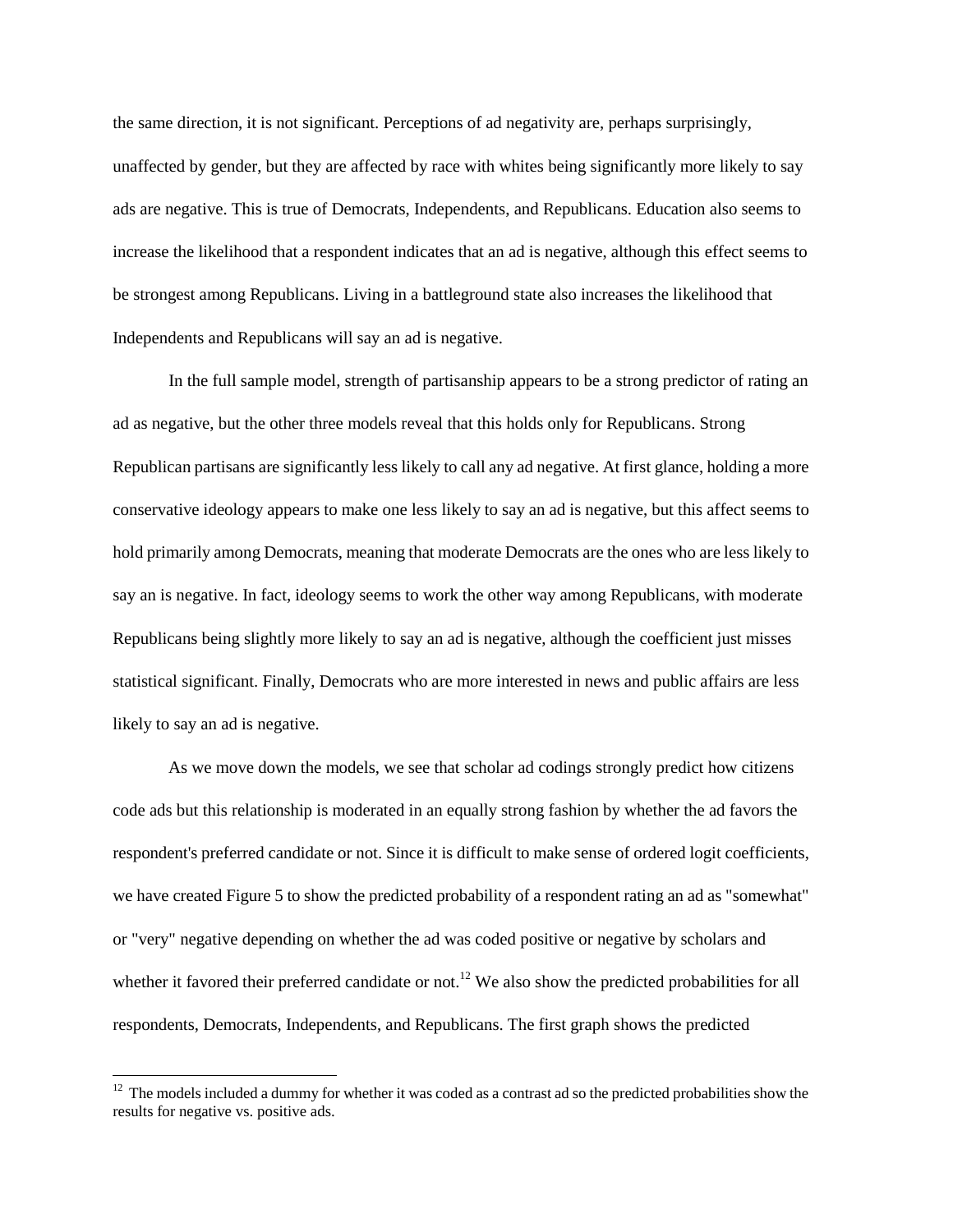the same direction, it is not significant. Perceptions of ad negativity are, perhaps surprisingly, unaffected by gender, but they are affected by race with whites being significantly more likely to say ads are negative. This is true of Democrats, Independents, and Republicans. Education also seems to increase the likelihood that a respondent indicates that an ad is negative, although this effect seems to be strongest among Republicans. Living in a battleground state also increases the likelihood that Independents and Republicans will say an ad is negative.

In the full sample model, strength of partisanship appears to be a strong predictor of rating an ad as negative, but the other three models reveal that this holds only for Republicans. Strong Republican partisans are significantly less likely to call any ad negative. At first glance, holding a more conservative ideology appears to make one less likely to say an ad is negative, but this affect seems to hold primarily among Democrats, meaning that moderate Democrats are the ones who are less likely to say an is negative. In fact, ideology seems to work the other way among Republicans, with moderate Republicans being slightly more likely to say an ad is negative, although the coefficient just misses statistical significant. Finally, Democrats who are more interested in news and public affairs are less likely to say an ad is negative.

As we move down the models, we see that scholar ad codings strongly predict how citizens code ads but this relationship is moderated in an equally strong fashion by whether the ad favors the respondent's preferred candidate or not. Since it is difficult to make sense of ordered logit coefficients, we have created Figure 5 to show the predicted probability of a respondent rating an ad as "somewhat" or "very" negative depending on whether the ad was coded positive or negative by scholars and whether it favored their preferred candidate or not.[12] We also show the predicted probabilities for all respondents, Democrats, Independents, and Republicans. The first graph shows the predicted

[12] The models included a dummy for whether it was coded as a contrast ad so the predicted probabilities show the results for negative vs. positive ads.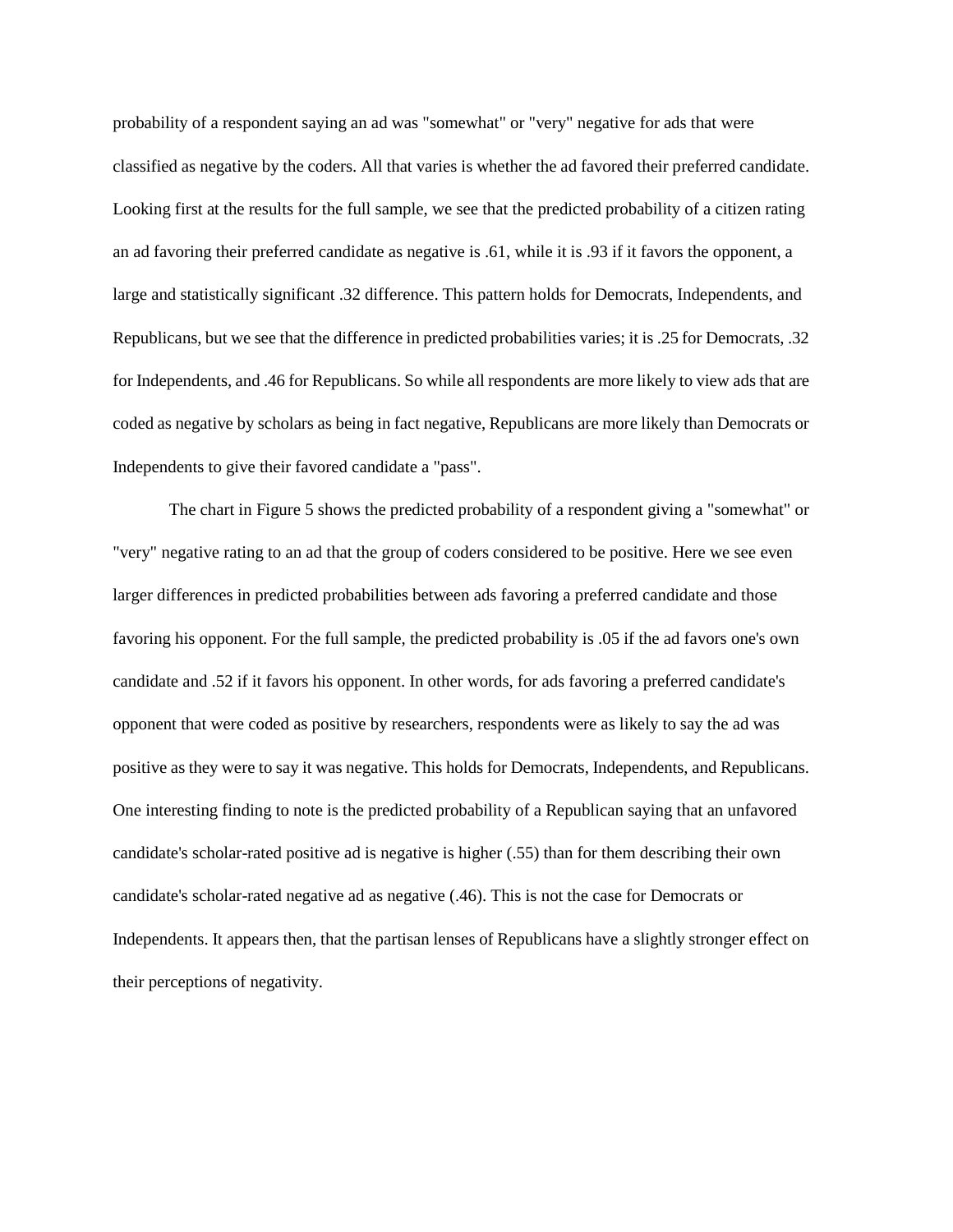probability of a respondent saying an ad was "somewhat" or "very" negative for ads that were classified as negative by the coders. All that varies is whether the ad favored their preferred candidate. Looking first at the results for the full sample, we see that the predicted probability of a citizen rating an ad favoring their preferred candidate as negative is .61, while it is .93 if it favors the opponent, a large and statistically significant .32 difference. This pattern holds for Democrats, Independents, and Republicans, but we see that the difference in predicted probabilities varies; it is .25 for Democrats, .32 for Independents, and .46 for Republicans. So while all respondents are more likely to view ads that are coded as negative by scholars as being in fact negative, Republicans are more likely than Democrats or Independents to give their favored candidate a "pass".

The chart in Figure 5 shows the predicted probability of a respondent giving a "somewhat" or "very" negative rating to an ad that the group of coders considered to be positive. Here we see even larger differences in predicted probabilities between ads favoring a preferred candidate and those favoring his opponent. For the full sample, the predicted probability is .05 if the ad favors one's own candidate and .52 if it favors his opponent. In other words, for ads favoring a preferred candidate's opponent that were coded as positive by researchers, respondents were as likely to say the ad was positive as they were to say it was negative. This holds for Democrats, Independents, and Republicans. One interesting finding to note is the predicted probability of a Republican saying that an unfavored candidate's scholar-rated positive ad is negative is higher (.55) than for them describing their own candidate's scholar-rated negative ad as negative (.46). This is not the case for Democrats or Independents. It appears then, that the partisan lenses of Republicans have a slightly stronger effect on their perceptions of negativity.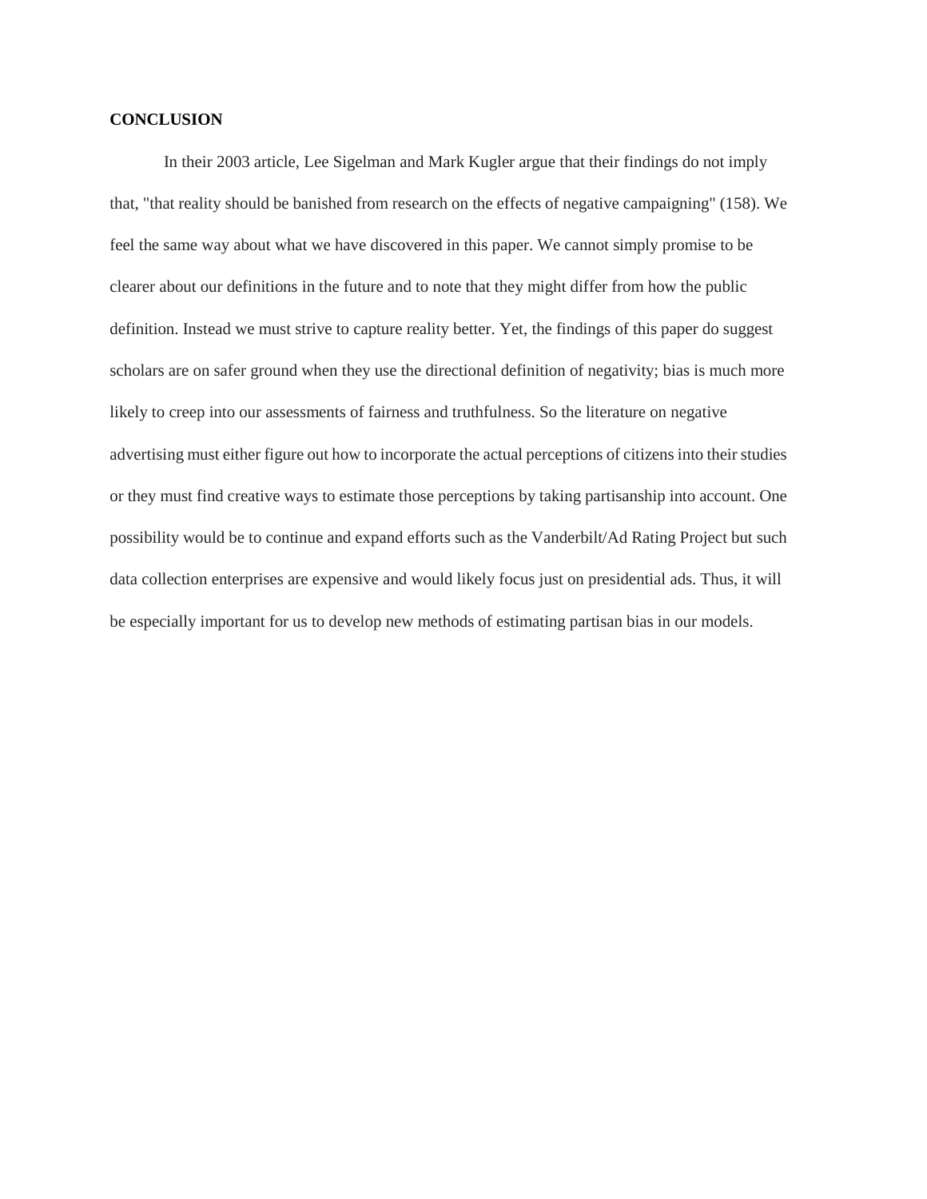**CONCLUSION**

In their 2003 article, Lee Sigelman and Mark Kugler argue that their findings do not imply that, "that reality should be banished from research on the effects of negative campaigning" (158). We feel the same way about what we have discovered in this paper. We cannot simply promise to be clearer about our definitions in the future and to note that they might differ from how the public definition. Instead we must strive to capture reality better. Yet, the findings of this paper do suggest scholars are on safer ground when they use the directional definition of negativity; bias is much more likely to creep into our assessments of fairness and truthfulness. So the literature on negative advertising must either figure out how to incorporate the actual perceptions of citizens into their studies or they must find creative ways to estimate those perceptions by taking partisanship into account. One possibility would be to continue and expand efforts such as the Vanderbilt/Ad Rating Project but such data collection enterprises are expensive and would likely focus just on presidential ads. Thus, it will be especially important for us to develop new methods of estimating partisan bias in our models.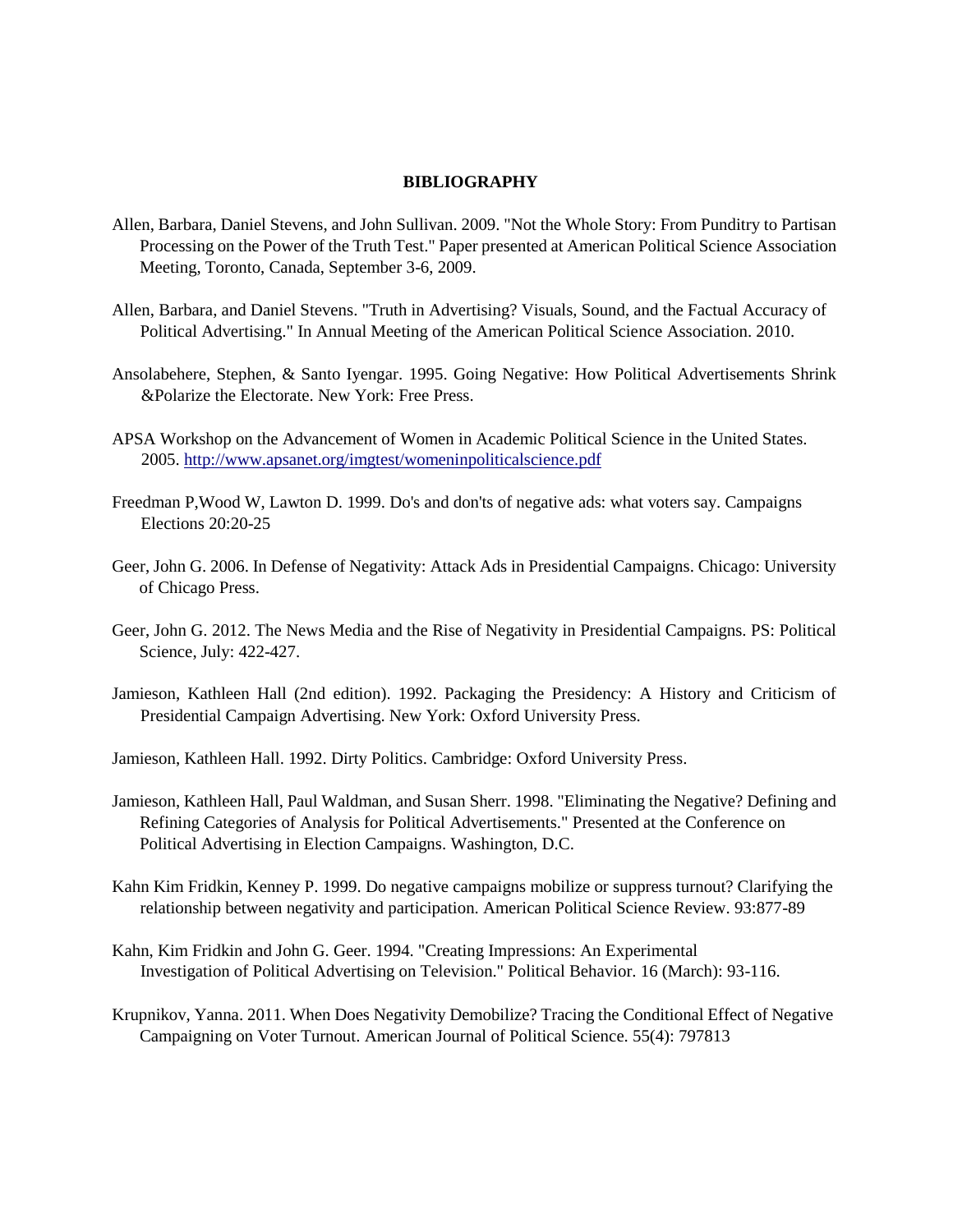# BIBLIOGRAPHY

Allen, Barbara, Daniel Stevens, and John Sullivan. 2009. "Not the Whole Story: From Punditry to Partisan Processing on the Power of the Truth Test." Paper presented at American Political Science Association Meeting, Toronto, Canada, September 3-6, 2009.

Allen, Barbara, and Daniel Stevens. "Truth in Advertising? Visuals, Sound, and the Factual Accuracy of Political Advertising." In Annual Meeting of the American Political Science Association. 2010.

Ansolabehere, Stephen, & Santo Iyengar. 1995. Going Negative: How Political Advertisements Shrink &Polarize the Electorate. New York: Free Press.

APSA Workshop on the Advancement of Women in Academic Political Science in the United States. 2005. http://www.apsanet.org/imgtest/womeninpoliticalscience.pdf

Freedman P,Wood W, Lawton D. 1999. Do's and don'ts of negative ads: what voters say. Campaigns Elections 20:20-25

Geer, John G. 2006. In Defense of Negativity: Attack Ads in Presidential Campaigns. Chicago: University of Chicago Press.

Geer, John G. 2012. The News Media and the Rise of Negativity in Presidential Campaigns. PS: Political Science, July: 422-427.

Jamieson, Kathleen Hall (2nd edition). 1992. Packaging the Presidency: A History and Criticism of Presidential Campaign Advertising. New York: Oxford University Press.

Jamieson, Kathleen Hall. 1992. Dirty Politics. Cambridge: Oxford University Press.

Jamieson, Kathleen Hall, Paul Waldman, and Susan Sherr. 1998. "Eliminating the Negative? Defining and Refining Categories of Analysis for Political Advertisements." Presented at the Conference on Political Advertising in Election Campaigns. Washington, D.C.

Kahn Kim Fridkin, Kenney P. 1999. Do negative campaigns mobilize or suppress turnout? Clarifying the relationship between negativity and participation. American Political Science Review. 93:877-89

Kahn, Kim Fridkin and John G. Geer. 1994. "Creating Impressions: An Experimental Investigation of Political Advertising on Television." Political Behavior. 16 (March): 93-116.

Krupnikov, Yanna. 2011. When Does Negativity Demobilize? Tracing the Conditional Effect of Negative Campaigning on Voter Turnout. American Journal of Political Science. 55(4): 797813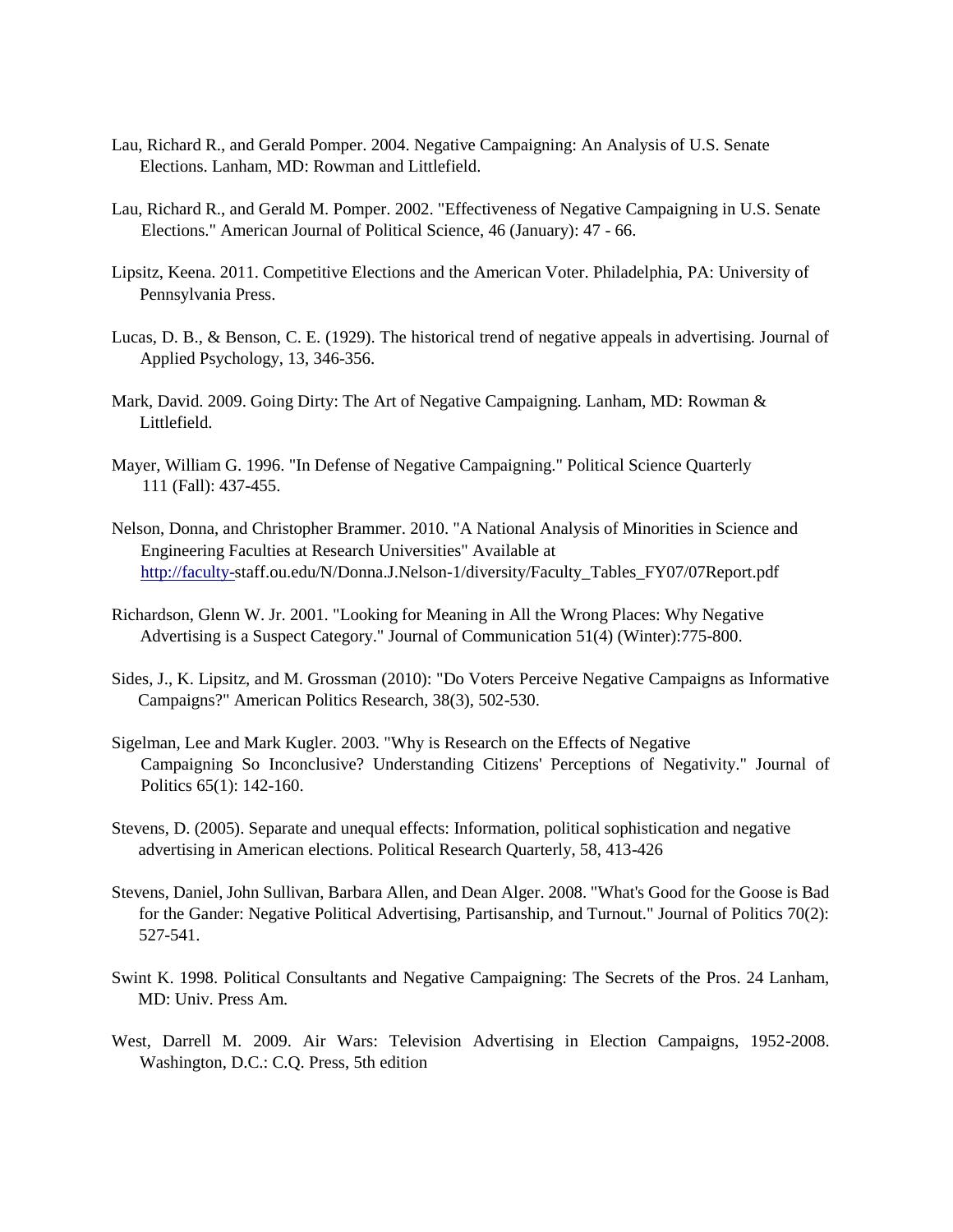Lau, Richard R., and Gerald Pomper. 2004. Negative Campaigning: An Analysis of U.S. Senate Elections. Lanham, MD: Rowman and Littlefield.

Lau, Richard R., and Gerald M. Pomper. 2002. "Effectiveness of Negative Campaigning in U.S. Senate Elections." American Journal of Political Science, 46 (January): 47 - 66.

Lipsitz, Keena. 2011. Competitive Elections and the American Voter. Philadelphia, PA: University of Pennsylvania Press.

Lucas, D. B., & Benson, C. E. (1929). The historical trend of negative appeals in advertising. Journal of Applied Psychology, 13, 346-356.

Mark, David. 2009. Going Dirty: The Art of Negative Campaigning. Lanham, MD: Rowman & Littlefield.

Mayer, William G. 1996. "In Defense of Negative Campaigning." Political Science Quarterly 111 (Fall): 437-455.

Nelson, Donna, and Christopher Brammer. 2010. "A National Analysis of Minorities in Science and Engineering Faculties at Research Universities" Available at http://faculty-staff.ou.edu/N/Donna.J.Nelson-1/diversity/Faculty_Tables_FY07/07Report.pdf

Richardson, Glenn W. Jr. 2001. "Looking for Meaning in All the Wrong Places: Why Negative Advertising is a Suspect Category." Journal of Communication 51(4) (Winter):775-800.

Sides, J., K. Lipsitz, and M. Grossman (2010): "Do Voters Perceive Negative Campaigns as Informative Campaigns?" American Politics Research, 38(3), 502-530.

Sigelman, Lee and Mark Kugler. 2003. "Why is Research on the Effects of Negative Campaigning So Inconclusive? Understanding Citizens' Perceptions of Negativity." Journal of Politics 65(1): 142-160.

Stevens, D. (2005). Separate and unequal effects: Information, political sophistication and negative advertising in American elections. Political Research Quarterly, 58, 413-426

Stevens, Daniel, John Sullivan, Barbara Allen, and Dean Alger. 2008. "What's Good for the Goose is Bad for the Gander: Negative Political Advertising, Partisanship, and Turnout." Journal of Politics 70(2): 527-541.

Swint K. 1998. Political Consultants and Negative Campaigning: The Secrets of the Pros. 24 Lanham, MD: Univ. Press Am.

West, Darrell M. 2009. Air Wars: Television Advertising in Election Campaigns, 1952-2008. Washington, D.C.: C.Q. Press, 5th edition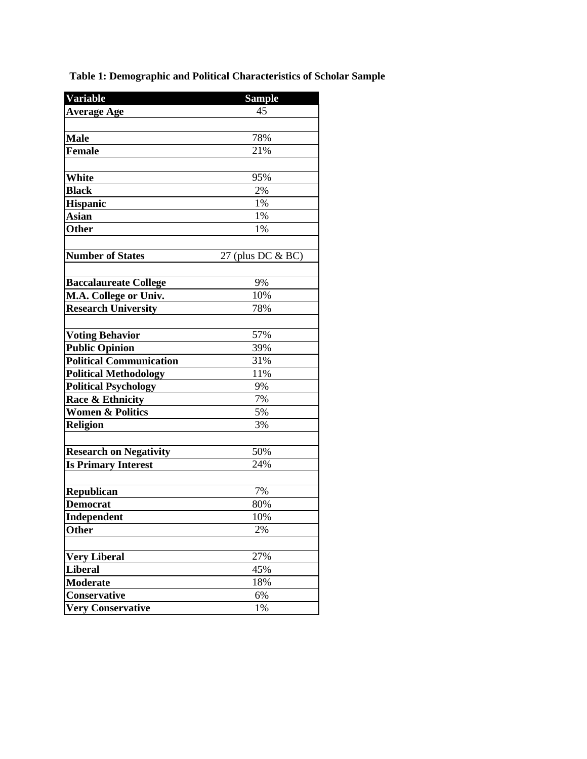**Table 1: Demographic and Political Characteristics of Scholar Sample**

| Variable | Sample |
|---|---|
| **Average Age** | 45 |
| | |
| **Male** | 78% |
| **Female** | 21% |
| | |
| **White** | 95% |
| **Black** | 2% |
| **Hispanic** | 1% |
| **Asian** | 1% |
| **Other** | 1% |
| | |
| **Number of States** | 27 (plus DC & BC) |
| | |
| **Baccalaureate College** | 9% |
| **M.A. College or Univ.** | 10% |
| **Research University** | 78% |
| | |
| **Voting Behavior** | 57% |
| **Public Opinion** | 39% |
| **Political Communication** | 31% |
| **Political Methodology** | 11% |
| **Political Psychology** | 9% |
| **Race & Ethnicity** | 7% |
| **Women & Politics** | 5% |
| **Religion** | 3% |
| | |
| **Research on Negativity** | 50% |
| **Is Primary Interest** | 24% |
| | |
| **Republican** | 7% |
| **Democrat** | 80% |
| **Independent** | 10% |
| **Other** | 2% |
| | |
| **Very Liberal** | 27% |
| **Liberal** | 45% |
| **Moderate** | 18% |
| **Conservative** | 6% |
| **Very Conservative** | 1% |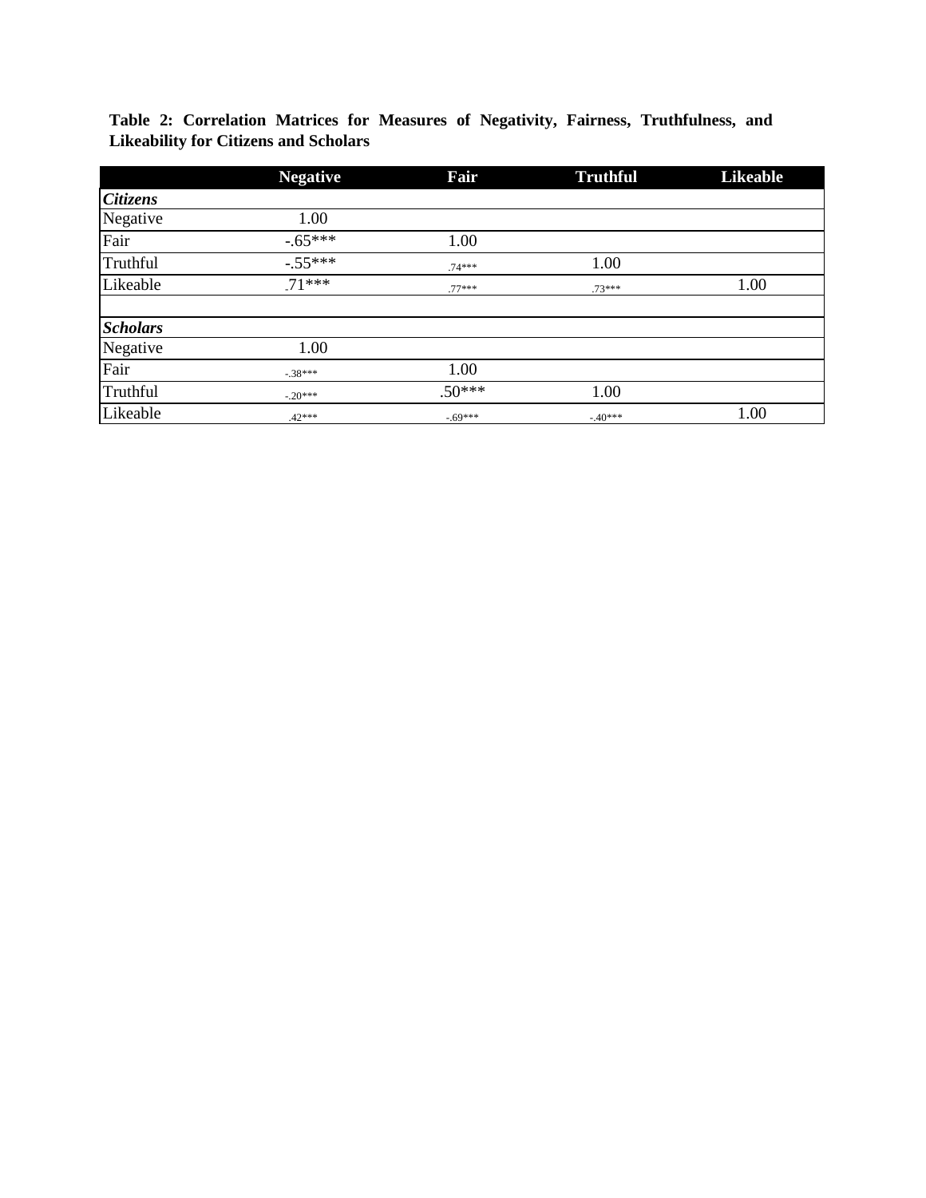**Table 2: Correlation Matrices for Measures of Negativity, Fairness, Truthfulness, and Likeability for Citizens and Scholars**

| | Negative | Fair | Truthful | Likeable |
|---|---|---|---|---|
| ***Citizens*** | | | | |
| Negative | 1.00 | | | |
| Fair | -.65*** | 1.00 | | |
| Truthful | -.55*** | .74*** | 1.00 | |
| Likeable | -.71*** | .77*** | .73*** | 1.00 |
| | | | | |
| ***Scholars*** | | | | |
| Negative | 1.00 | | | |
| Fair | -.38*** | 1.00 | | |
| Truthful | -.20*** | .50*** | 1.00 | |
| Likeable | .42*** | -.69*** | -.40*** | 1.00 |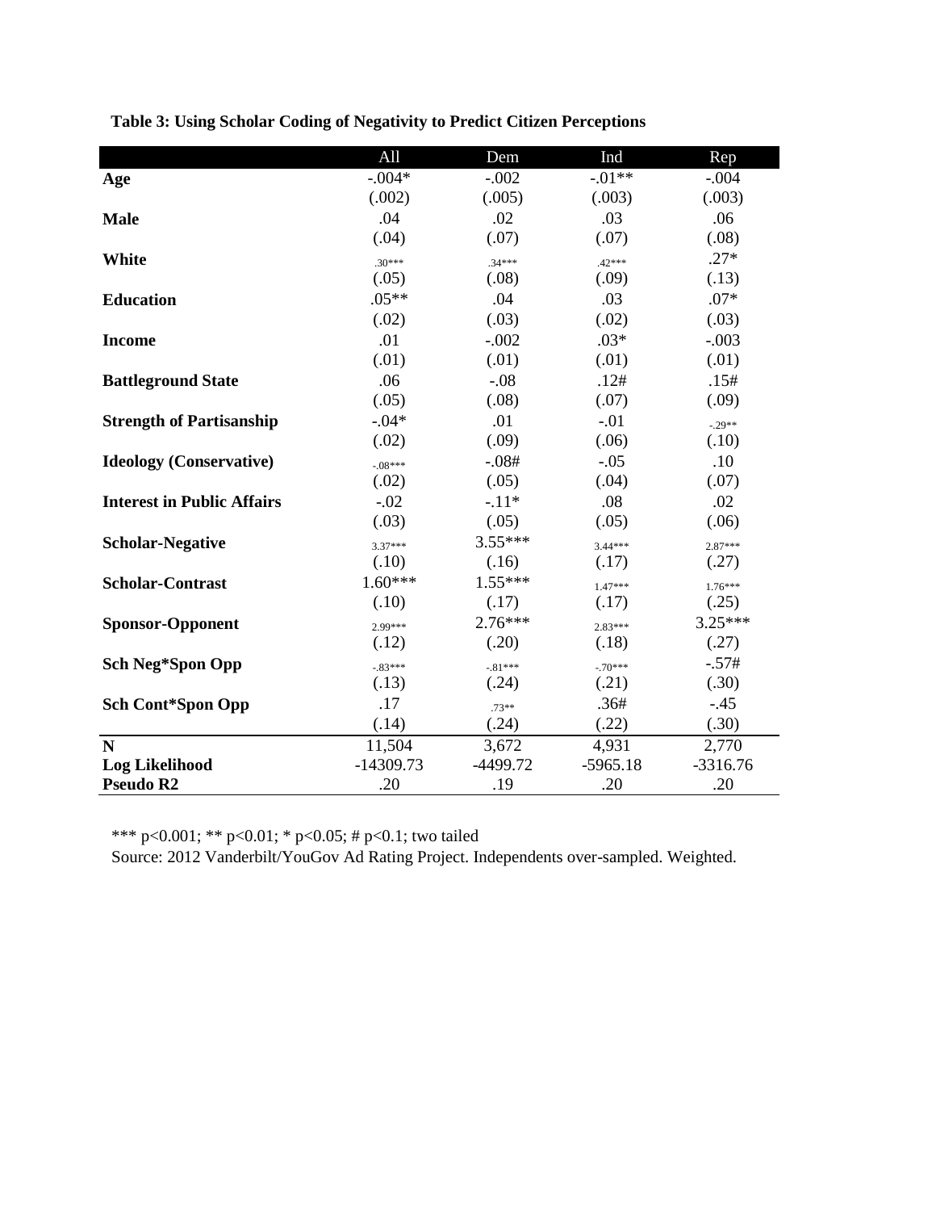**Table 3: Using Scholar Coding of Negativity to Predict Citizen Perceptions**

| | All | Dem | Ind | Rep |
|---|---|---|---|---|
| **Age** | -.004* | -.002 | -.01** | -.004 |
| | (.002) | (.005) | (.003) | (.003) |
| **Male** | .04 | .02 | .03 | .06 |
| | (.04) | (.07) | (.07) | (.08) |
| **White** | .30*** | .34*** | .42*** | .27* |
| | (.05) | (.08) | (.09) | (.13) |
| **Education** | .05** | .04 | .03 | .07* |
| | (.02) | (.03) | (.02) | (.03) |
| **Income** | .01 | -.002 | .03* | -.003 |
| | (.01) | (.01) | (.01) | (.01) |
| **Battleground State** | .06 | -.08 | .12# | .15# |
| | (.05) | (.08) | (.07) | (.09) |
| **Strength of Partisanship** | -.04* | .01 | -.01 | -.29** |
| | (.02) | (.09) | (.06) | (.10) |
| **Ideology (Conservative)** | -.08*** | -.08# | -.05 | .10 |
| | (.02) | (.05) | (.04) | (.07) |
| **Interest in Public Affairs** | -.02 | -.11* | .08 | .02 |
| | (.03) | (.05) | (.05) | (.06) |
| **Scholar-Negative** | 3.37*** | 3.55*** | 3.44*** | 2.87*** |
| | (.10) | (.16) | (.17) | (.27) |
| **Scholar-Contrast** | 1.60*** | 1.55*** | 1.47*** | 1.76*** |
| | (.10) | (.17) | (.17) | (.25) |
| **Sponsor-Opponent** | 2.99*** | 2.76*** | 2.83*** | 3.25*** |
| | (.12) | (.20) | (.18) | (.27) |
| **Sch Neg*Spon Opp** | -.83*** | -.81*** | -.70*** | -.57# |
| | (.13) | (.24) | (.21) | (.30) |
| **Sch Cont*Spon Opp** | .17 | .73** | .36# | -.45 |
| | (.14) | (.24) | (.22) | (.30) |
| **N** | 11,504 | 3,672 | 4,931 | 2,770 |
| **Log Likelihood** | -14309.73 | -4499.72 | -5965.18 | -3316.76 |
| **Pseudo R2** | .20 | .19 | .20 | .20 |

*** p<0.001; ** p<0.01; * p<0.05; # p<0.1; two tailed

Source: 2012 Vanderbilt/YouGov Ad Rating Project. Independents over-sampled. Weighted.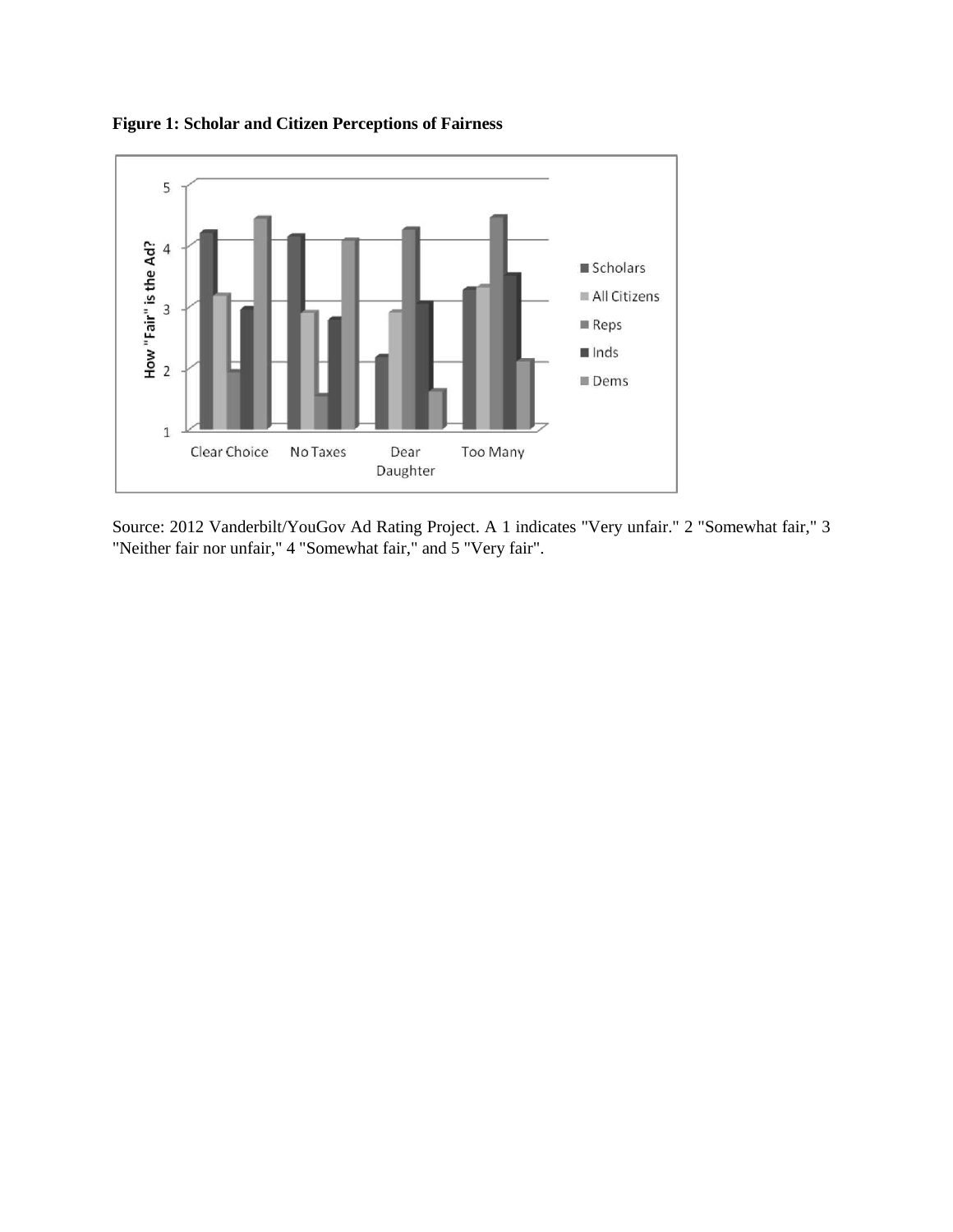**Figure 1: Scholar and Citizen Perceptions of Fairness**

Source: 2012 Vanderbilt/YouGov Ad Rating Project. A 1 indicates "Very unfair." 2 "Somewhat fair," 3 "Neither fair nor unfair," 4 "Somewhat fair," and 5 "Very fair".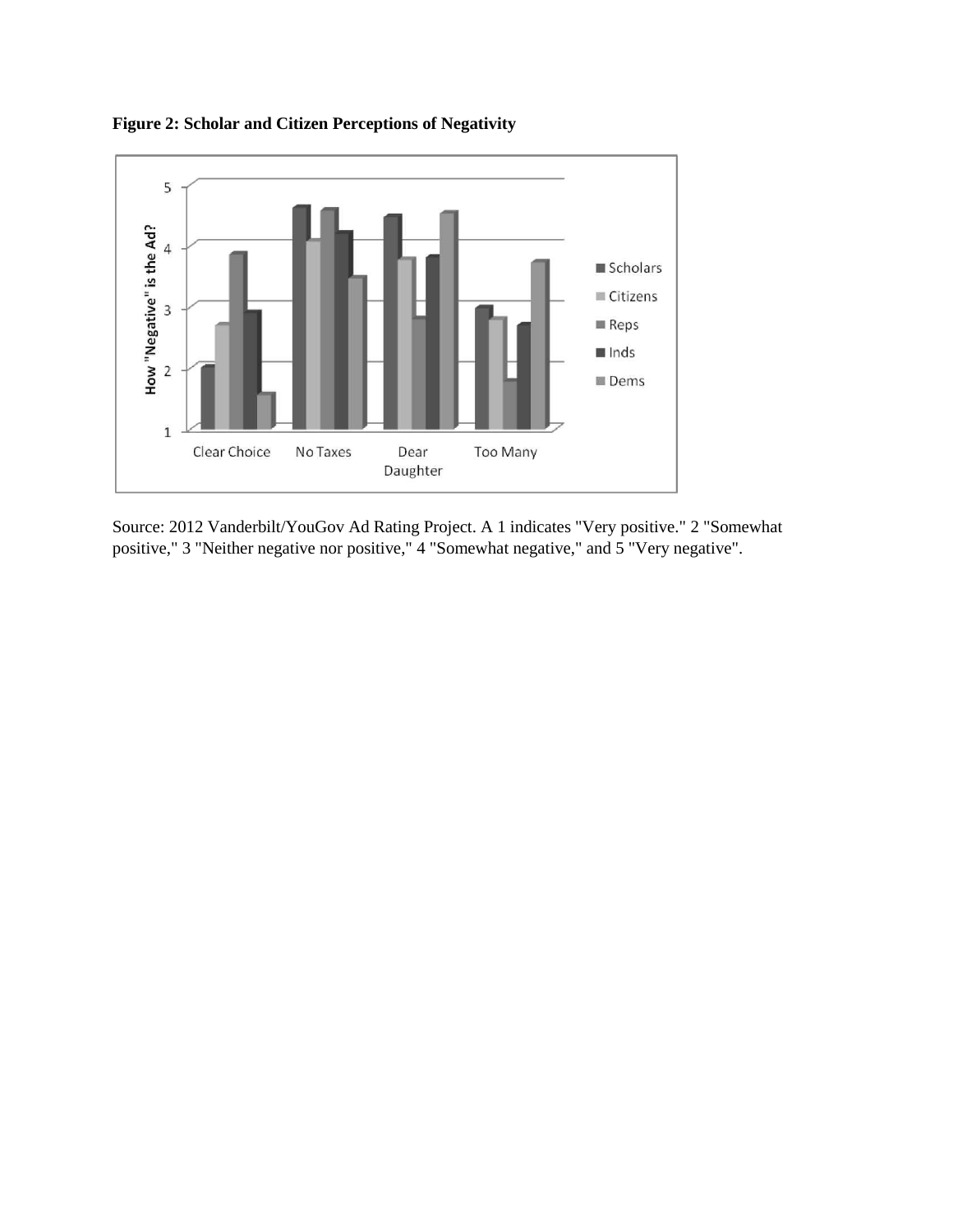**Figure 2: Scholar and Citizen Perceptions of Negativity**

Source: 2012 Vanderbilt/YouGov Ad Rating Project. A 1 indicates "Very positive." 2 "Somewhat positive," 3 "Neither negative nor positive," 4 "Somewhat negative," and 5 "Very negative".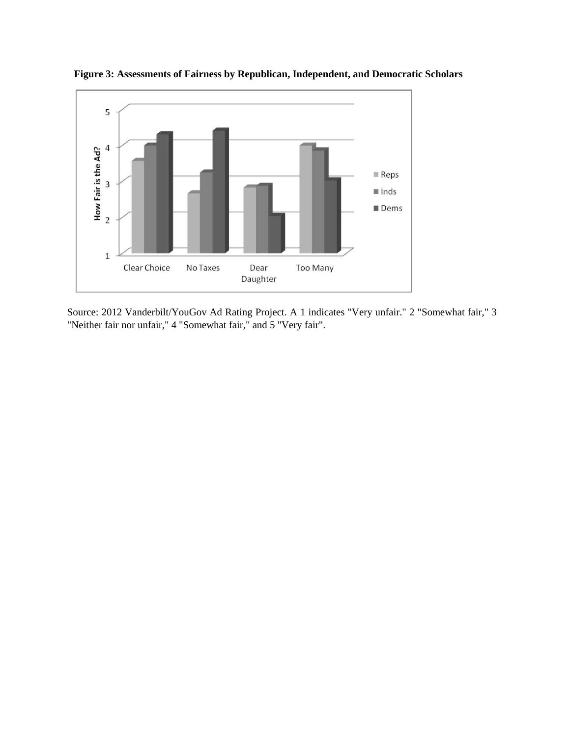**Figure 3: Assessments of Fairness by Republican, Independent, and Democratic Scholars**

Source: 2012 Vanderbilt/YouGov Ad Rating Project. A 1 indicates "Very unfair." 2 "Somewhat fair," 3 "Neither fair nor unfair," 4 "Somewhat fair," and 5 "Very fair".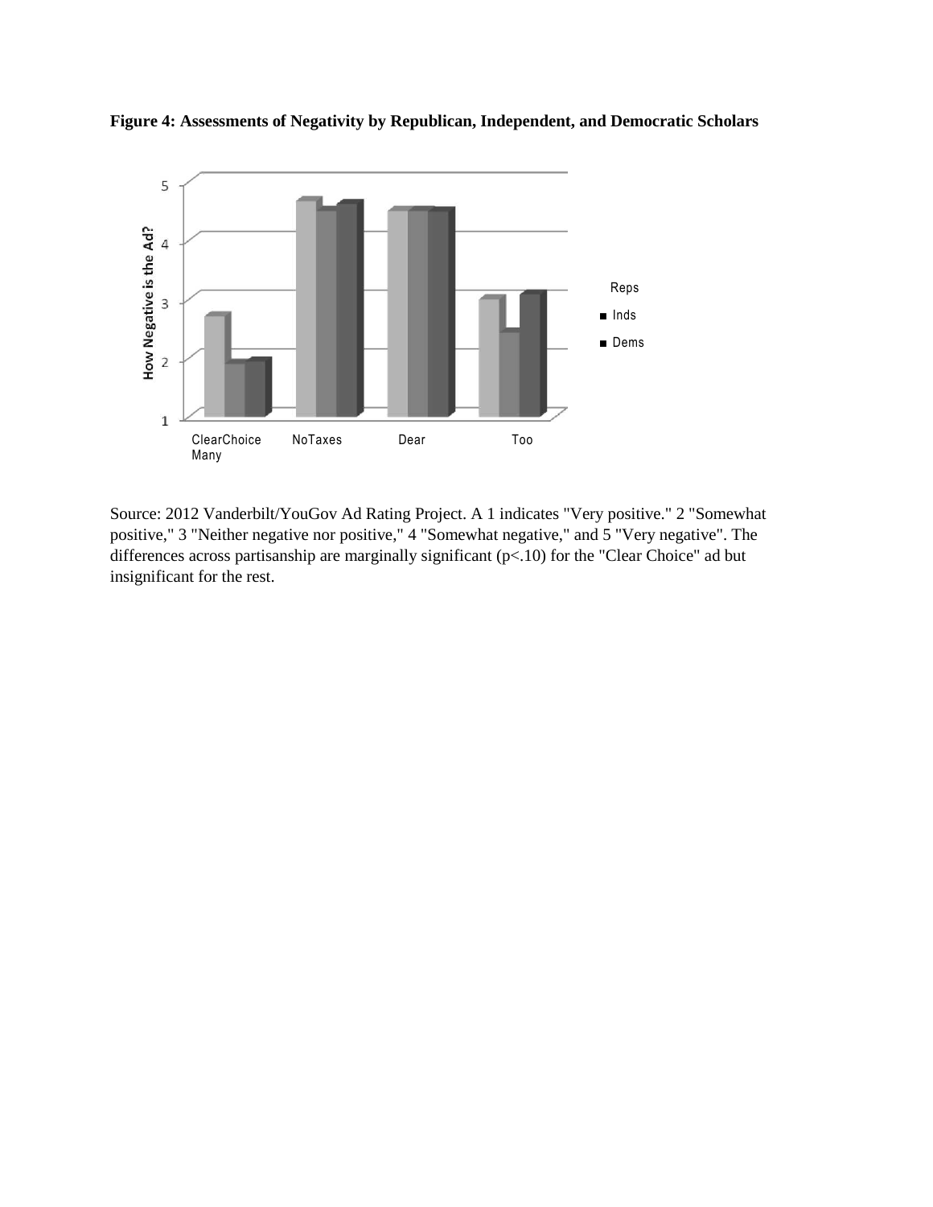**Figure 4: Assessments of Negativity by Republican, Independent, and Democratic Scholars**

Source: 2012 Vanderbilt/YouGov Ad Rating Project. A 1 indicates "Very positive." 2 "Somewhat positive," 3 "Neither negative nor positive," 4 "Somewhat negative," and 5 "Very negative". The differences across partisanship are marginally significant ($p<.10$) for the "Clear Choice" ad but insignificant for the rest.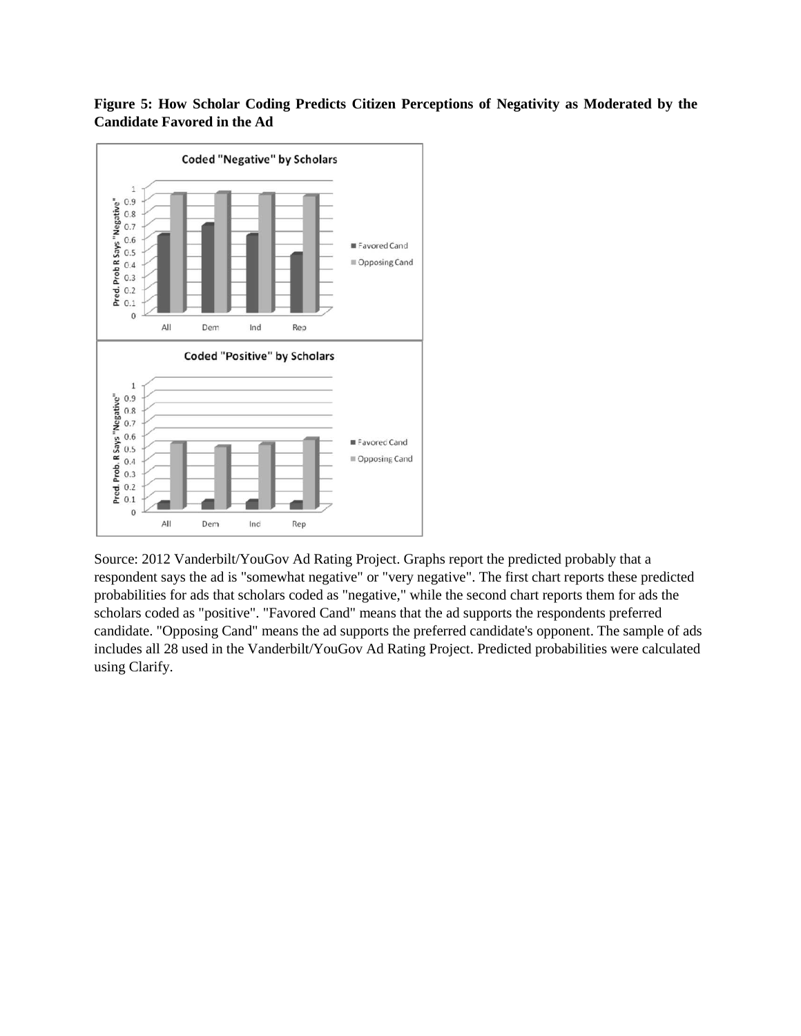**Figure 5: How Scholar Coding Predicts Citizen Perceptions of Negativity as Moderated by the Candidate Favored in the Ad**

Source: 2012 Vanderbilt/YouGov Ad Rating Project. Graphs report the predicted probably that a respondent says the ad is "somewhat negative" or "very negative". The first chart reports these predicted probabilities for ads that scholars coded as "negative," while the second chart reports them for ads the scholars coded as "positive". "Favored Cand" means that the ad supports the respondents preferred candidate. "Opposing Cand" means the ad supports the preferred candidate's opponent. The sample of ads includes all 28 used in the Vanderbilt/YouGov Ad Rating Project. Predicted probabilities were calculated using Clarify.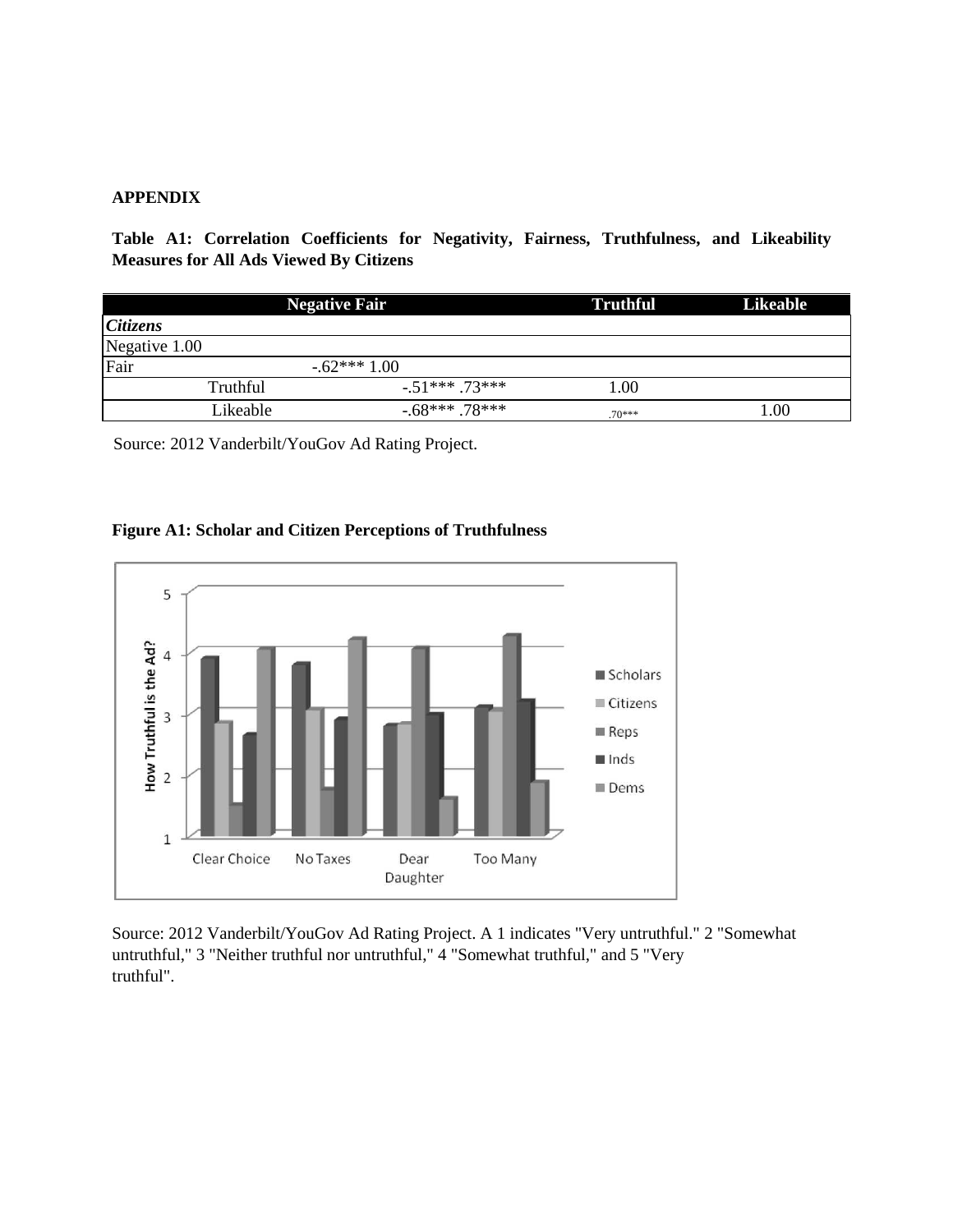**APPENDIX**

**Table A1: Correlation Coefficients for Negativity, Fairness, Truthfulness, and Likeability Measures for All Ads Viewed By Citizens**

| | Negative | Fair | Truthful | Likeable |
|---|---|---|---|---|
| *Citizens* | | | | |
| Negative | 1.00 | | | |
| Fair | -.62*** | 1.00 | | |
| Truthful | -.51*** | .73*** | 1.00 | |
| Likeable | -.68*** | .78*** | .70*** | 1.00 |

Source: 2012 Vanderbilt/YouGov Ad Rating Project.

**Figure A1: Scholar and Citizen Perceptions of Truthfulness**

How Truthful is the Ad?

5
4
3
2
1

Clear Choice
No Taxes
Dear Daughter
Too Many

Scholars
Citizens
Reps
Inds
Dems

Source: 2012 Vanderbilt/YouGov Ad Rating Project. A 1 indicates "Very untruthful." 2 "Somewhat untruthful," 3 "Neither truthful nor untruthful," 4 "Somewhat truthful," and 5 "Very truthful".